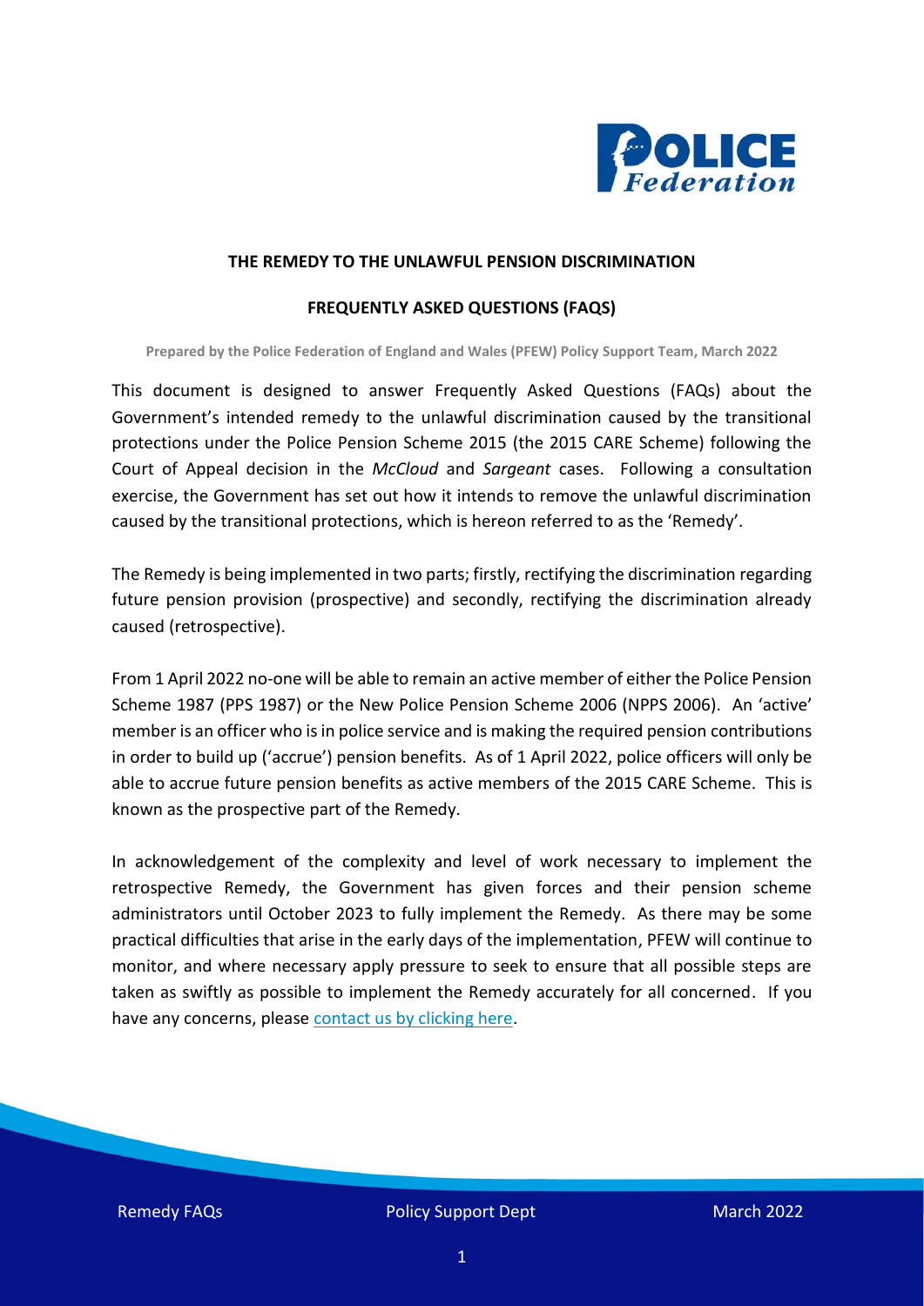# THE REMEDY TO THE UNLAWFUL PENSION DISCRIMINATION

## FREQUENTLY ASKED QUESTIONS (FAQS)

**Prepared by the Police Federation of England and Wales (PFEW) Policy Support Team, March 2022**

This document is designed to answer Frequently Asked Questions (FAQs) about the Government's intended remedy to the unlawful discrimination caused by the transitional protections under the Police Pension Scheme 2015 (the 2015 CARE Scheme) following the Court of Appeal decision in the *McCloud* and *Sargeant* cases. Following a consultation exercise, the Government has set out how it intends to remove the unlawful discrimination caused by the transitional protections, which is hereon referred to as the 'Remedy'.

The Remedy is being implemented in two parts; firstly, rectifying the discrimination regarding future pension provision (prospective) and secondly, rectifying the discrimination already caused (retrospective).

From 1 April 2022 no-one will be able to remain an active member of either the Police Pension Scheme 1987 (PPS 1987) or the New Police Pension Scheme 2006 (NPPS 2006). An 'active' member is an officer who is in police service and is making the required pension contributions in order to build up ('accrue') pension benefits. As of 1 April 2022, police officers will only be able to accrue future pension benefits as active members of the 2015 CARE Scheme. This is known as the prospective part of the Remedy.

In acknowledgement of the complexity and level of work necessary to implement the retrospective Remedy, the Government has given forces and their pension scheme administrators until October 2023 to fully implement the Remedy. As there may be some practical difficulties that arise in the early days of the implementation, PFEW will continue to monitor, and where necessary apply pressure to seek to ensure that all possible steps are taken as swiftly as possible to implement the Remedy accurately for all concerned. If you have any concerns, please contact us by clicking here.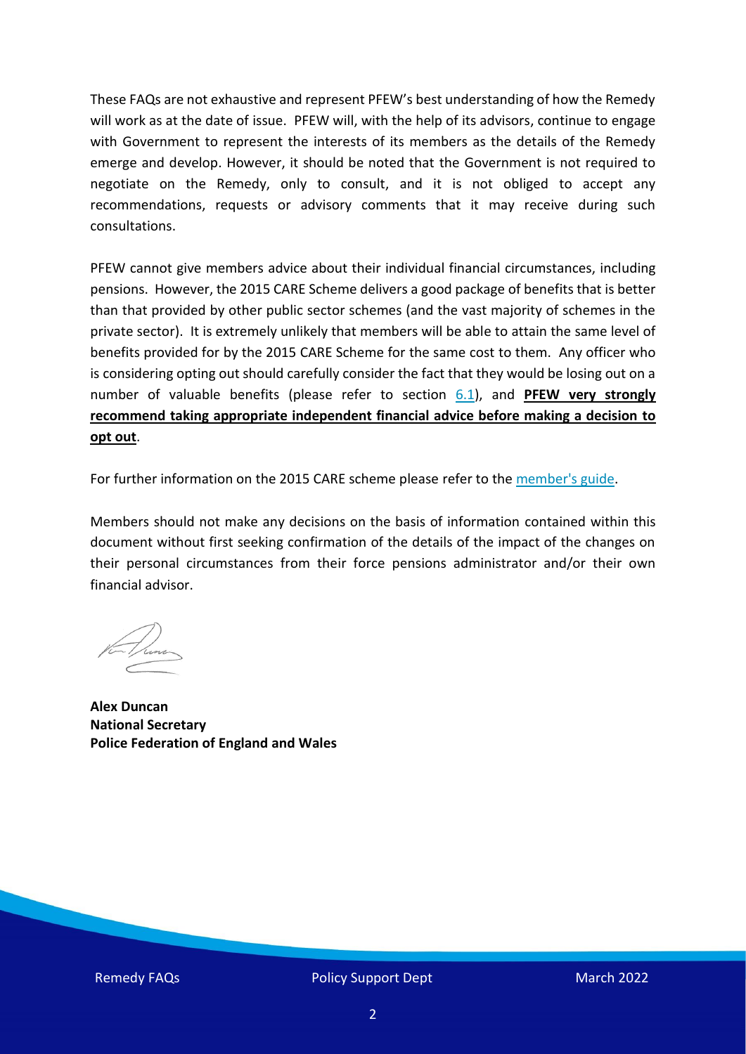These FAQs are not exhaustive and represent PFEW's best understanding of how the Remedy will work as at the date of issue. PFEW will, with the help of its advisors, continue to engage with Government to represent the interests of its members as the details of the Remedy emerge and develop. However, it should be noted that the Government is not required to negotiate on the Remedy, only to consult, and it is not obliged to accept any recommendations, requests or advisory comments that it may receive during such consultations.

PFEW cannot give members advice about their individual financial circumstances, including pensions. However, the 2015 CARE Scheme delivers a good package of benefits that is better than that provided by other public sector schemes (and the vast majority of schemes in the private sector). It is extremely unlikely that members will be able to attain the same level of benefits provided for by the 2015 CARE Scheme for the same cost to them. Any officer who is considering opting out should carefully consider the fact that they would be losing out on a number of valuable benefits (please refer to section 6.1), and **PFEW very strongly recommend taking appropriate independent financial advice before making a decision to opt out**.

For further information on the 2015 CARE scheme please refer to the member's guide.

Members should not make any decisions on the basis of information contained within this document without first seeking confirmation of the details of the impact of the changes on their personal circumstances from their force pensions administrator and/or their own financial advisor.

**Alex Duncan**
**National Secretary**
**Police Federation of England and Wales**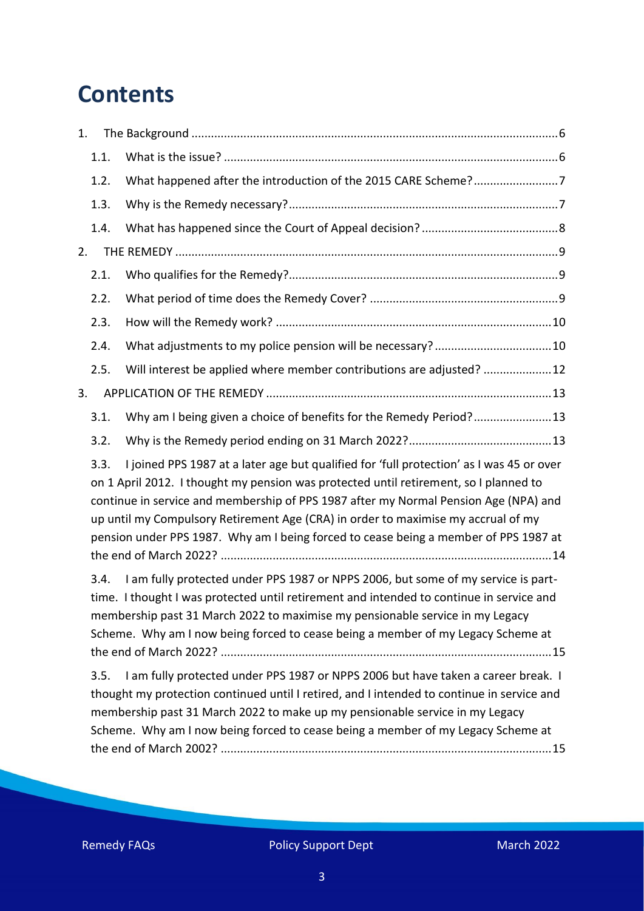# Contents

1. The Background ........................................................................................................6
   - 1.1. What is the issue? ..........................................................................................6
   - 1.2. What happened after the introduction of the 2015 CARE Scheme? ..........................7
   - 1.3. Why is the Remedy necessary? ..........................................................................7
   - 1.4. What has happened since the Court of Appeal decision? .........................................8
2. THE REMEDY ...............................................................................................................9
   - 2.1. Who qualifies for the Remedy? ..........................................................................9
   - 2.2. What period of time does the Remedy Cover? .........................................................9
   - 2.3. How will the Remedy work? ..............................................................................10
   - 2.4. What adjustments to my police pension will be necessary? ....................................10
   - 2.5. Will interest be applied where member contributions are adjusted? ........................12
3. APPLICATION OF THE REMEDY ...................................................................................13
   - 3.1. Why am I being given a choice of benefits for the Remedy Period? .........................13
   - 3.2. Why is the Remedy period ending on 31 March 2022? ...........................................13
   - 3.3. I joined PPS 1987 at a later age but qualified for 'full protection' as I was 45 or over on 1 April 2012. I thought my pension was protected until retirement, so I planned to continue in service and membership of PPS 1987 after my Normal Pension Age (NPA) and up until my Compulsory Retirement Age (CRA) in order to maximise my accrual of my pension under PPS 1987. Why am I being forced to cease being a member of PPS 1987 at the end of March 2022? ....................................................................................................14
   - 3.4. I am fully protected under PPS 1987 or NPPS 2006, but some of my service is part-time. I thought I was protected until retirement and intended to continue in service and membership past 31 March 2022 to maximise my pensionable service in my Legacy Scheme. Why am I now being forced to cease being a member of my Legacy Scheme at the end of March 2022? ....................................................................................................15
   - 3.5. I am fully protected under PPS 1987 or NPPS 2006 but have taken a career break. I thought my protection continued until I retired, and I intended to continue in service and membership past 31 March 2022 to make up my pensionable service in my Legacy Scheme. Why am I now being forced to cease being a member of my Legacy Scheme at the end of March 2002? ....................................................................................................15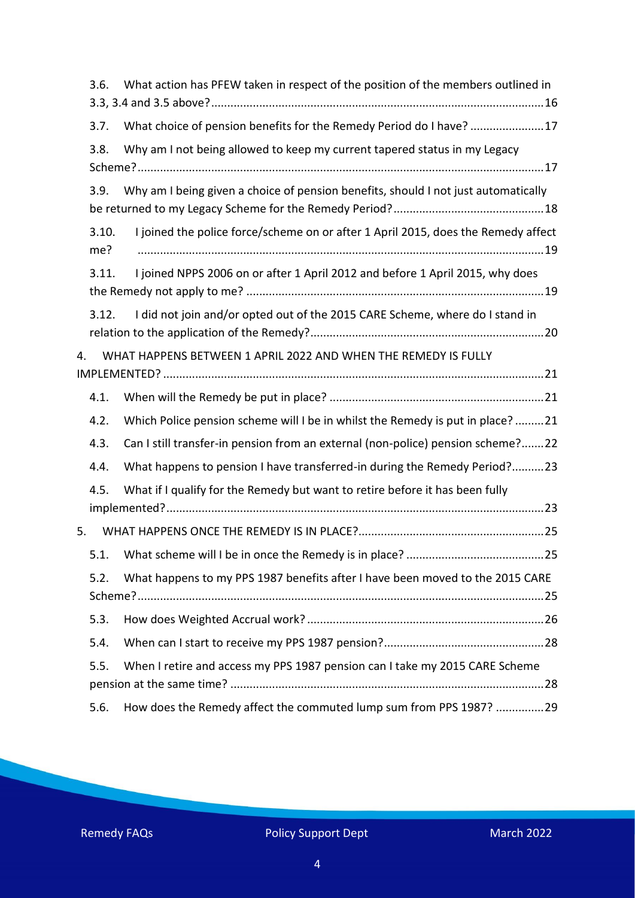3.6. What action has PFEW taken in respect of the position of the members outlined in 3.3, 3.4 and 3.5 above? ..... 16

3.7. What choice of pension benefits for the Remedy Period do I have? ..... 17

3.8. Why am I not being allowed to keep my current tapered status in my Legacy Scheme? ..... 17

3.9. Why am I being given a choice of pension benefits, should I not just automatically be returned to my Legacy Scheme for the Remedy Period? ..... 18

3.10. I joined the police force/scheme on or after 1 April 2015, does the Remedy affect me? ..... 19

3.11. I joined NPPS 2006 on or after 1 April 2012 and before 1 April 2015, why does the Remedy not apply to me? ..... 19

3.12. I did not join and/or opted out of the 2015 CARE Scheme, where do I stand in relation to the application of the Remedy? ..... 20

4. WHAT HAPPENS BETWEEN 1 APRIL 2022 AND WHEN THE REMEDY IS FULLY IMPLEMENTED? ..... 21

4.1. When will the Remedy be put in place? ..... 21

4.2. Which Police pension scheme will I be in whilst the Remedy is put in place? ..... 21

4.3. Can I still transfer-in pension from an external (non-police) pension scheme? ..... 22

4.4. What happens to pension I have transferred-in during the Remedy Period? ..... 23

4.5. What if I qualify for the Remedy but want to retire before it has been fully implemented? ..... 23

5. WHAT HAPPENS ONCE THE REMEDY IS IN PLACE? ..... 25

5.1. What scheme will I be in once the Remedy is in place? ..... 25

5.2. What happens to my PPS 1987 benefits after I have been moved to the 2015 CARE Scheme? ..... 25

5.3. How does Weighted Accrual work? ..... 26

5.4. When can I start to receive my PPS 1987 pension? ..... 28

5.5. When I retire and access my PPS 1987 pension can I take my 2015 CARE Scheme pension at the same time? ..... 28

5.6. How does the Remedy affect the commuted lump sum from PPS 1987? ..... 29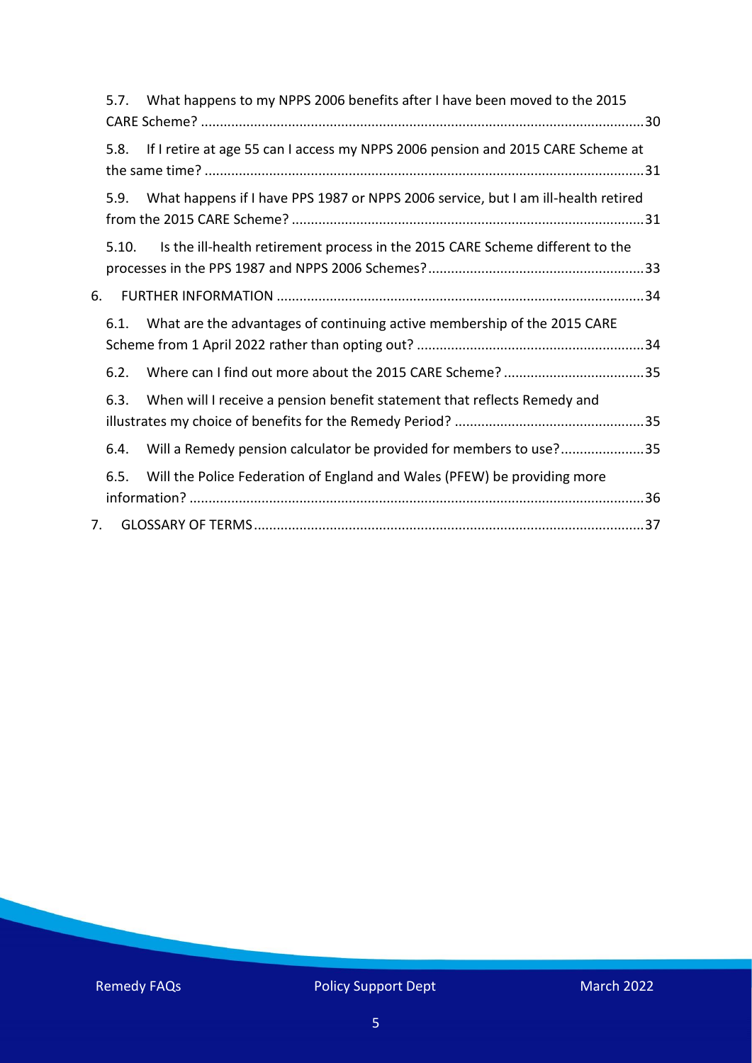5.7. What happens to my NPPS 2006 benefits after I have been moved to the 2015 CARE Scheme? ....30

5.8. If I retire at age 55 can I access my NPPS 2006 pension and 2015 CARE Scheme at the same time? ....31

5.9. What happens if I have PPS 1987 or NPPS 2006 service, but I am ill-health retired from the 2015 CARE Scheme? ....31

5.10. Is the ill-health retirement process in the 2015 CARE Scheme different to the processes in the PPS 1987 and NPPS 2006 Schemes? ....33

6. FURTHER INFORMATION ....34

6.1. What are the advantages of continuing active membership of the 2015 CARE Scheme from 1 April 2022 rather than opting out? ....34

6.2. Where can I find out more about the 2015 CARE Scheme? ....35

6.3. When will I receive a pension benefit statement that reflects Remedy and illustrates my choice of benefits for the Remedy Period? ....35

6.4. Will a Remedy pension calculator be provided for members to use? ....35

6.5. Will the Police Federation of England and Wales (PFEW) be providing more information? ....36

7. GLOSSARY OF TERMS ....37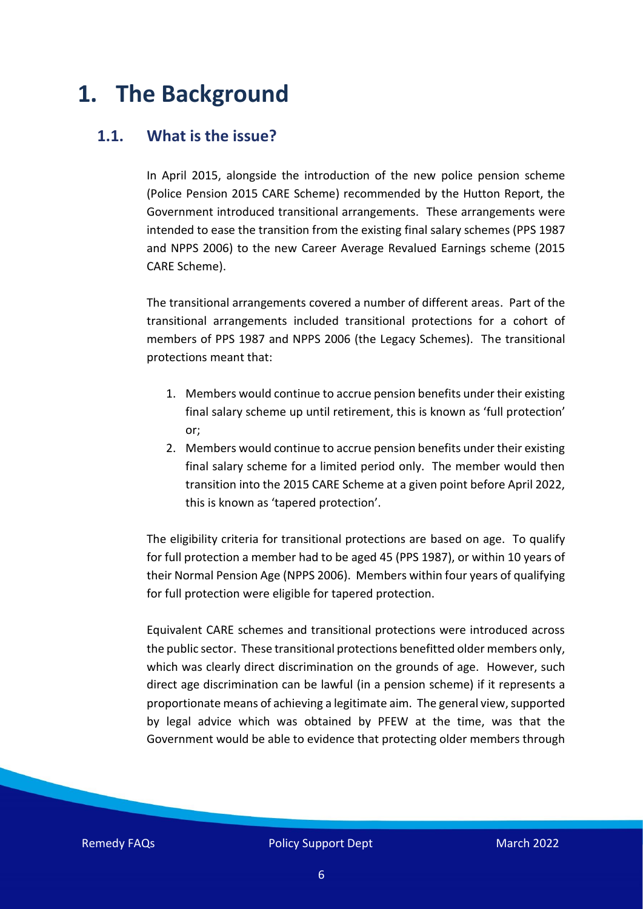# 1. The Background

## 1.1. What is the issue?

In April 2015, alongside the introduction of the new police pension scheme (Police Pension 2015 CARE Scheme) recommended by the Hutton Report, the Government introduced transitional arrangements. These arrangements were intended to ease the transition from the existing final salary schemes (PPS 1987 and NPPS 2006) to the new Career Average Revalued Earnings scheme (2015 CARE Scheme).

The transitional arrangements covered a number of different areas. Part of the transitional arrangements included transitional protections for a cohort of members of PPS 1987 and NPPS 2006 (the Legacy Schemes). The transitional protections meant that:

1. Members would continue to accrue pension benefits under their existing final salary scheme up until retirement, this is known as 'full protection' or;
2. Members would continue to accrue pension benefits under their existing final salary scheme for a limited period only. The member would then transition into the 2015 CARE Scheme at a given point before April 2022, this is known as 'tapered protection'.

The eligibility criteria for transitional protections are based on age. To qualify for full protection a member had to be aged 45 (PPS 1987), or within 10 years of their Normal Pension Age (NPPS 2006). Members within four years of qualifying for full protection were eligible for tapered protection.

Equivalent CARE schemes and transitional protections were introduced across the public sector. These transitional protections benefitted older members only, which was clearly direct discrimination on the grounds of age. However, such direct age discrimination can be lawful (in a pension scheme) if it represents a proportionate means of achieving a legitimate aim. The general view, supported by legal advice which was obtained by PFEW at the time, was that the Government would be able to evidence that protecting older members through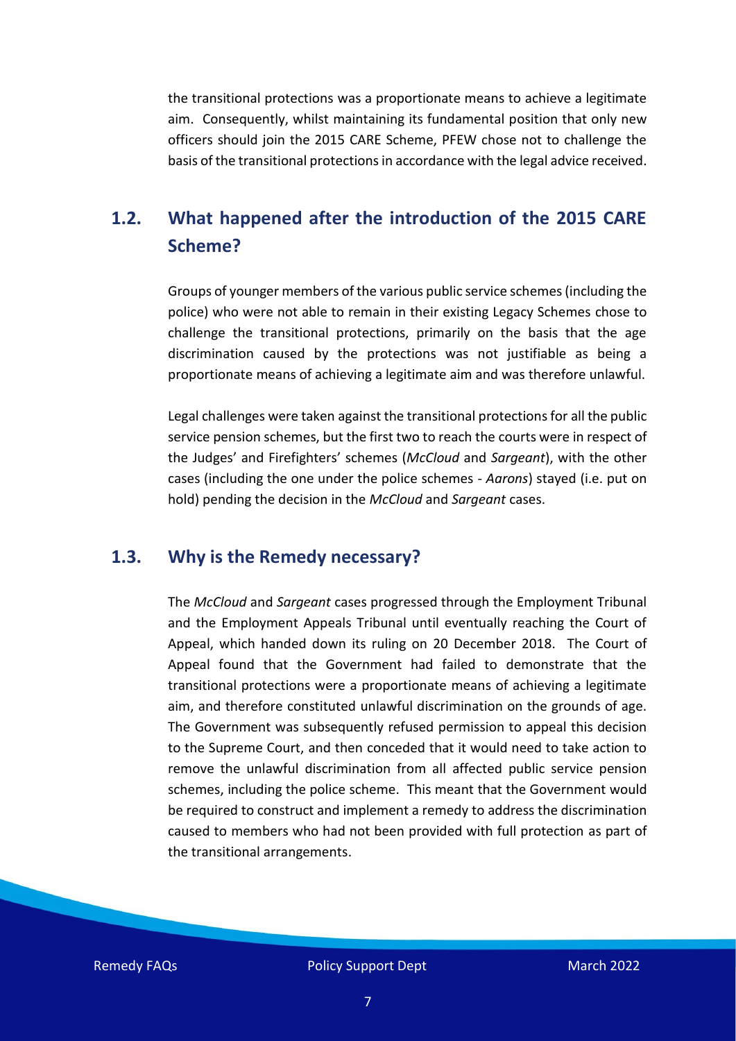the transitional protections was a proportionate means to achieve a legitimate aim. Consequently, whilst maintaining its fundamental position that only new officers should join the 2015 CARE Scheme, PFEW chose not to challenge the basis of the transitional protections in accordance with the legal advice received.

## 1.2. What happened after the introduction of the 2015 CARE Scheme?

Groups of younger members of the various public service schemes (including the police) who were not able to remain in their existing Legacy Schemes chose to challenge the transitional protections, primarily on the basis that the age discrimination caused by the protections was not justifiable as being a proportionate means of achieving a legitimate aim and was therefore unlawful.

Legal challenges were taken against the transitional protections for all the public service pension schemes, but the first two to reach the courts were in respect of the Judges' and Firefighters' schemes (*McCloud* and *Sargeant*), with the other cases (including the one under the police schemes - *Aarons*) stayed (i.e. put on hold) pending the decision in the *McCloud* and *Sargeant* cases.

## 1.3. Why is the Remedy necessary?

The *McCloud* and *Sargeant* cases progressed through the Employment Tribunal and the Employment Appeals Tribunal until eventually reaching the Court of Appeal, which handed down its ruling on 20 December 2018. The Court of Appeal found that the Government had failed to demonstrate that the transitional protections were a proportionate means of achieving a legitimate aim, and therefore constituted unlawful discrimination on the grounds of age. The Government was subsequently refused permission to appeal this decision to the Supreme Court, and then conceded that it would need to take action to remove the unlawful discrimination from all affected public service pension schemes, including the police scheme. This meant that the Government would be required to construct and implement a remedy to address the discrimination caused to members who had not been provided with full protection as part of the transitional arrangements.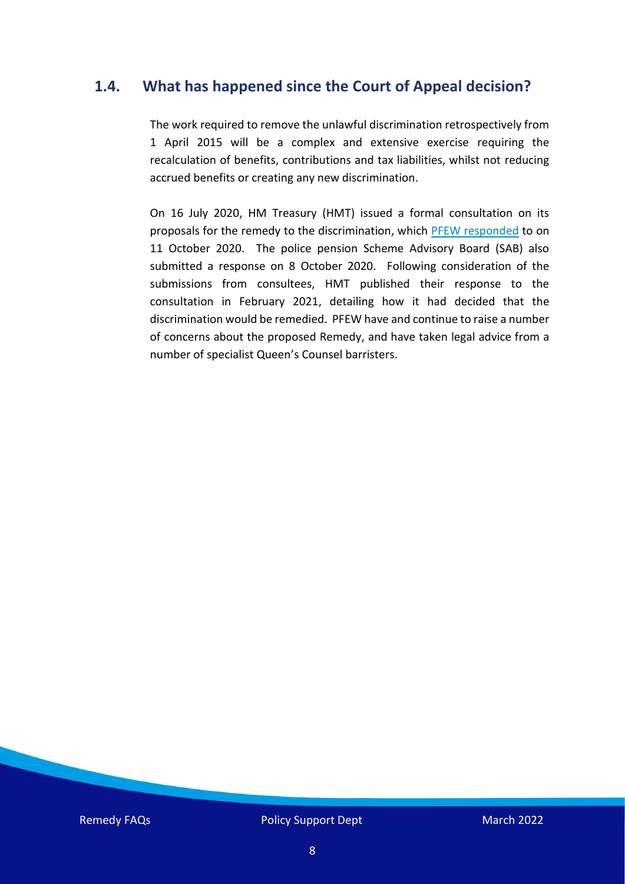## 1.4. What has happened since the Court of Appeal decision?

The work required to remove the unlawful discrimination retrospectively from 1 April 2015 will be a complex and extensive exercise requiring the recalculation of benefits, contributions and tax liabilities, whilst not reducing accrued benefits or creating any new discrimination.

On 16 July 2020, HM Treasury (HMT) issued a formal consultation on its proposals for the remedy to the discrimination, which PFEW responded to on 11 October 2020. The police pension Scheme Advisory Board (SAB) also submitted a response on 8 October 2020. Following consideration of the submissions from consultees, HMT published their response to the consultation in February 2021, detailing how it had decided that the discrimination would be remedied. PFEW have and continue to raise a number of concerns about the proposed Remedy, and have taken legal advice from a number of specialist Queen's Counsel barristers.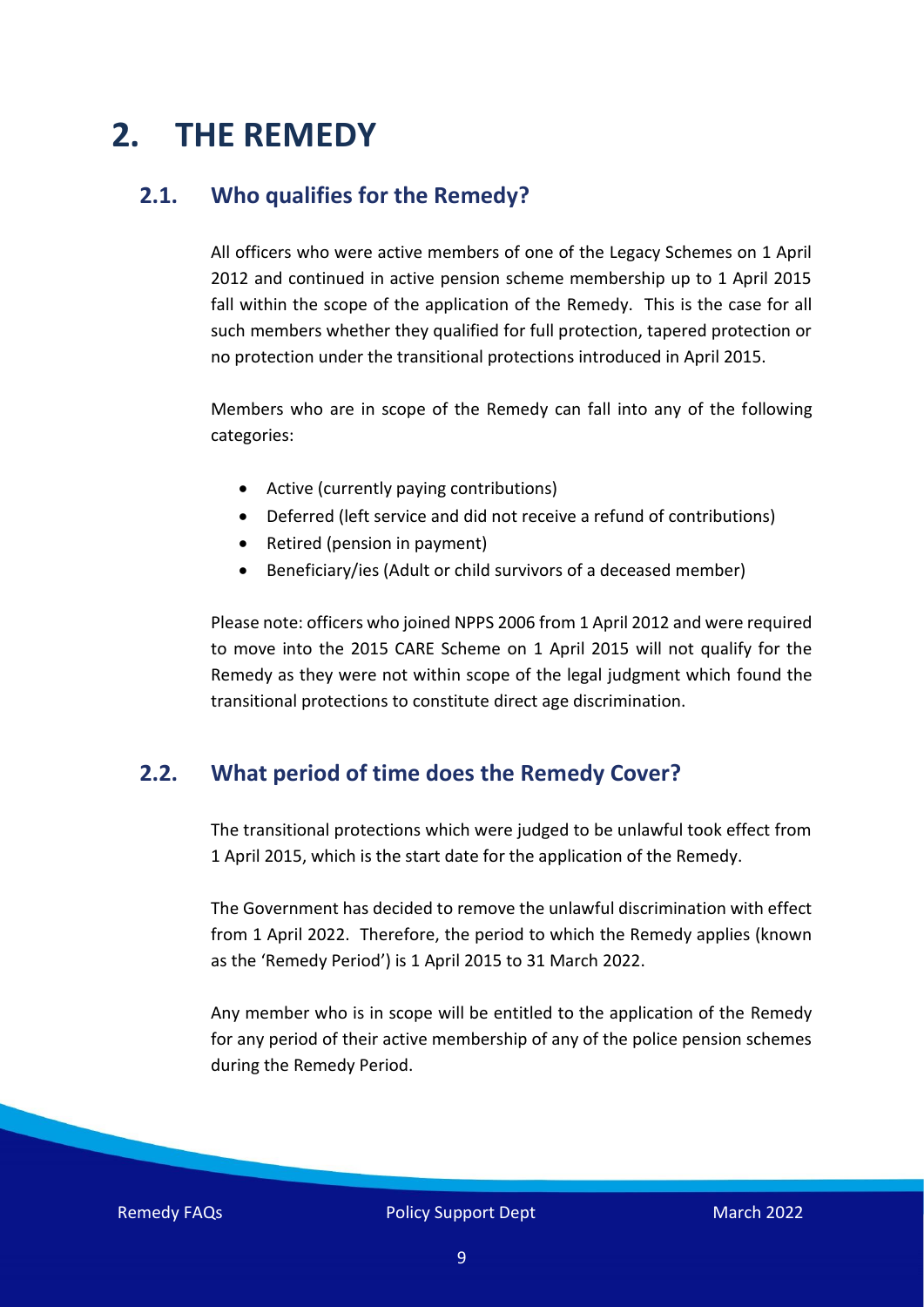# 2. THE REMEDY

## 2.1. Who qualifies for the Remedy?

All officers who were active members of one of the Legacy Schemes on 1 April 2012 and continued in active pension scheme membership up to 1 April 2015 fall within the scope of the application of the Remedy. This is the case for all such members whether they qualified for full protection, tapered protection or no protection under the transitional protections introduced in April 2015.

Members who are in scope of the Remedy can fall into any of the following categories:

- Active (currently paying contributions)
- Deferred (left service and did not receive a refund of contributions)
- Retired (pension in payment)
- Beneficiary/ies (Adult or child survivors of a deceased member)

Please note: officers who joined NPPS 2006 from 1 April 2012 and were required to move into the 2015 CARE Scheme on 1 April 2015 will not qualify for the Remedy as they were not within scope of the legal judgment which found the transitional protections to constitute direct age discrimination.

## 2.2. What period of time does the Remedy Cover?

The transitional protections which were judged to be unlawful took effect from 1 April 2015, which is the start date for the application of the Remedy.

The Government has decided to remove the unlawful discrimination with effect from 1 April 2022. Therefore, the period to which the Remedy applies (known as the 'Remedy Period') is 1 April 2015 to 31 March 2022.

Any member who is in scope will be entitled to the application of the Remedy for any period of their active membership of any of the police pension schemes during the Remedy Period.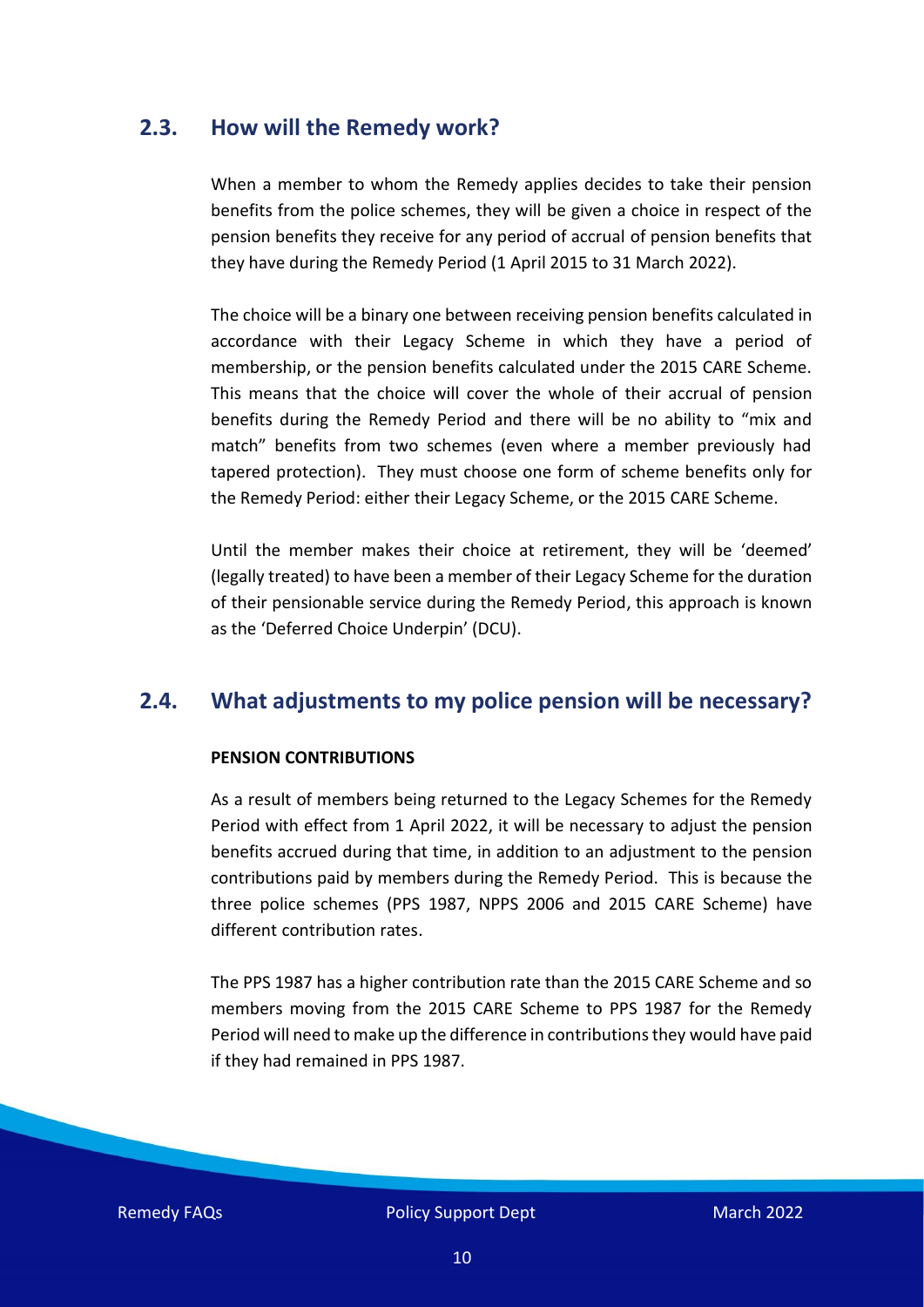## 2.3. How will the Remedy work?

When a member to whom the Remedy applies decides to take their pension benefits from the police schemes, they will be given a choice in respect of the pension benefits they receive for any period of accrual of pension benefits that they have during the Remedy Period (1 April 2015 to 31 March 2022).

The choice will be a binary one between receiving pension benefits calculated in accordance with their Legacy Scheme in which they have a period of membership, or the pension benefits calculated under the 2015 CARE Scheme. This means that the choice will cover the whole of their accrual of pension benefits during the Remedy Period and there will be no ability to "mix and match" benefits from two schemes (even where a member previously had tapered protection). They must choose one form of scheme benefits only for the Remedy Period: either their Legacy Scheme, or the 2015 CARE Scheme.

Until the member makes their choice at retirement, they will be 'deemed' (legally treated) to have been a member of their Legacy Scheme for the duration of their pensionable service during the Remedy Period, this approach is known as the 'Deferred Choice Underpin' (DCU).

## 2.4. What adjustments to my police pension will be necessary?

**PENSION CONTRIBUTIONS**

As a result of members being returned to the Legacy Schemes for the Remedy Period with effect from 1 April 2022, it will be necessary to adjust the pension benefits accrued during that time, in addition to an adjustment to the pension contributions paid by members during the Remedy Period. This is because the three police schemes (PPS 1987, NPPS 2006 and 2015 CARE Scheme) have different contribution rates.

The PPS 1987 has a higher contribution rate than the 2015 CARE Scheme and so members moving from the 2015 CARE Scheme to PPS 1987 for the Remedy Period will need to make up the difference in contributions they would have paid if they had remained in PPS 1987.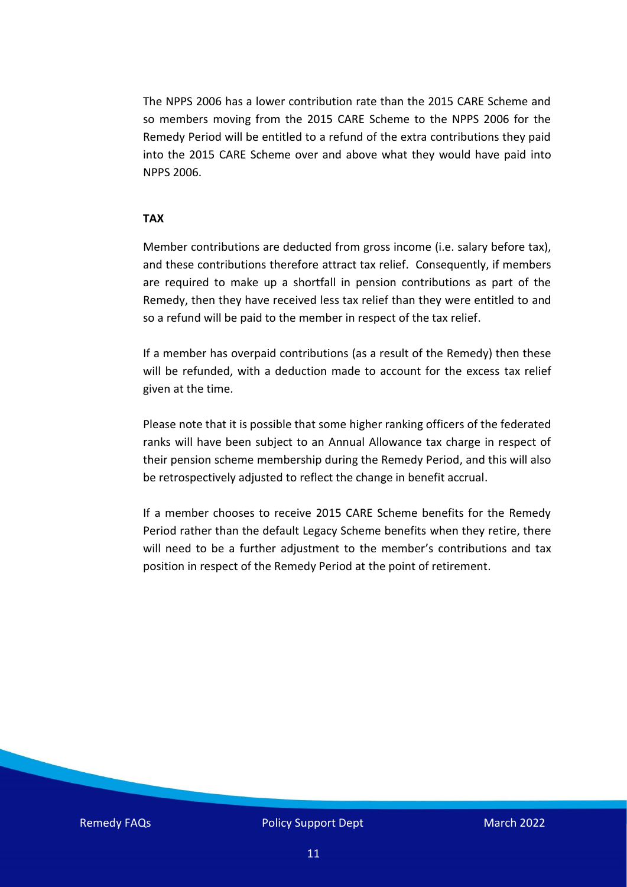The NPPS 2006 has a lower contribution rate than the 2015 CARE Scheme and so members moving from the 2015 CARE Scheme to the NPPS 2006 for the Remedy Period will be entitled to a refund of the extra contributions they paid into the 2015 CARE Scheme over and above what they would have paid into NPPS 2006.

**TAX**

Member contributions are deducted from gross income (i.e. salary before tax), and these contributions therefore attract tax relief. Consequently, if members are required to make up a shortfall in pension contributions as part of the Remedy, then they have received less tax relief than they were entitled to and so a refund will be paid to the member in respect of the tax relief.

If a member has overpaid contributions (as a result of the Remedy) then these will be refunded, with a deduction made to account for the excess tax relief given at the time.

Please note that it is possible that some higher ranking officers of the federated ranks will have been subject to an Annual Allowance tax charge in respect of their pension scheme membership during the Remedy Period, and this will also be retrospectively adjusted to reflect the change in benefit accrual.

If a member chooses to receive 2015 CARE Scheme benefits for the Remedy Period rather than the default Legacy Scheme benefits when they retire, there will need to be a further adjustment to the member's contributions and tax position in respect of the Remedy Period at the point of retirement.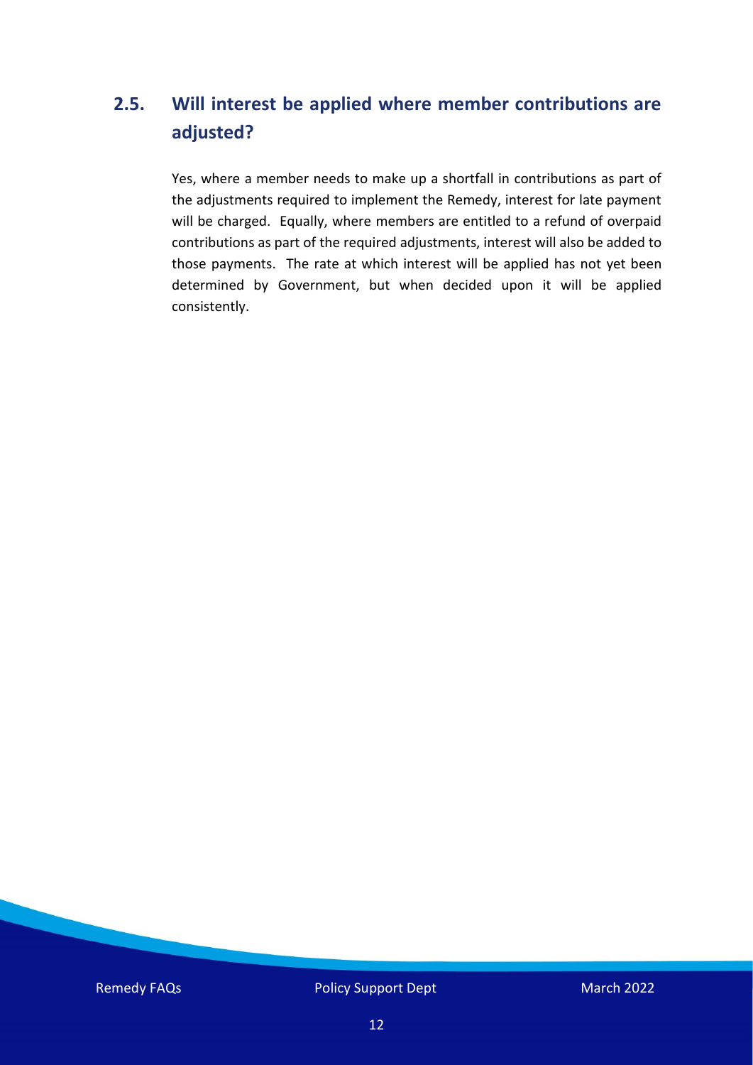## 2.5. Will interest be applied where member contributions are adjusted?

Yes, where a member needs to make up a shortfall in contributions as part of the adjustments required to implement the Remedy, interest for late payment will be charged. Equally, where members are entitled to a refund of overpaid contributions as part of the required adjustments, interest will also be added to those payments. The rate at which interest will be applied has not yet been determined by Government, but when decided upon it will be applied consistently.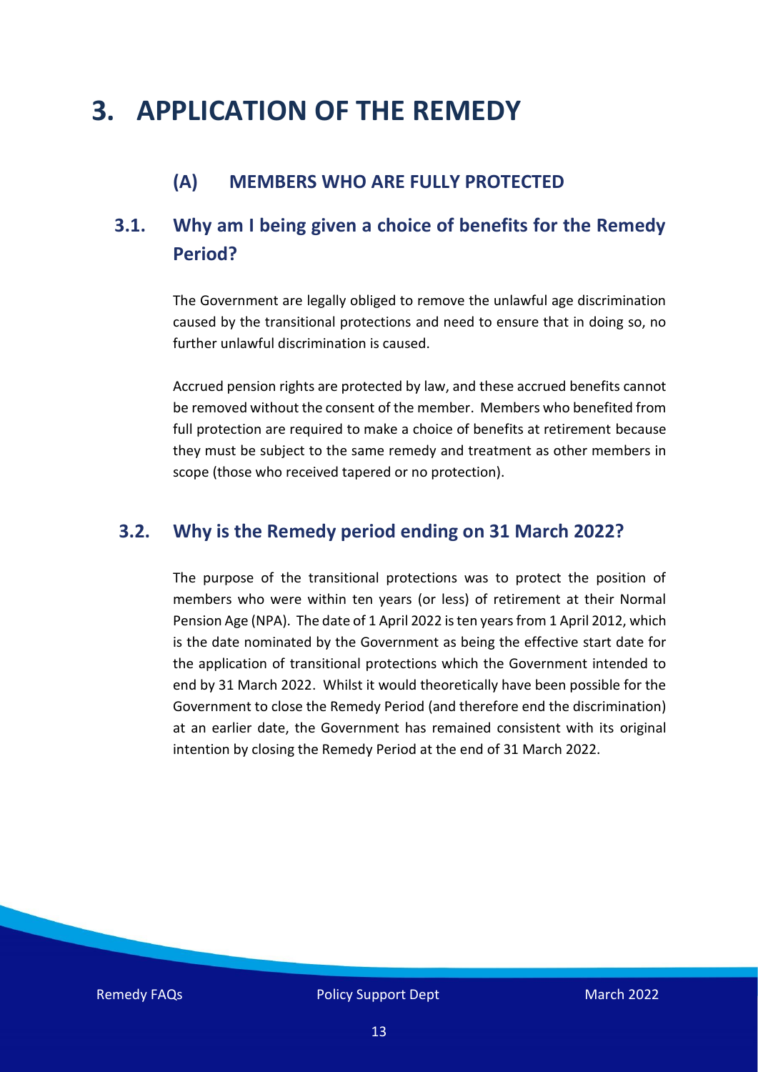# 3. APPLICATION OF THE REMEDY

## (A) MEMBERS WHO ARE FULLY PROTECTED

### 3.1. Why am I being given a choice of benefits for the Remedy Period?

The Government are legally obliged to remove the unlawful age discrimination caused by the transitional protections and need to ensure that in doing so, no further unlawful discrimination is caused.

Accrued pension rights are protected by law, and these accrued benefits cannot be removed without the consent of the member. Members who benefited from full protection are required to make a choice of benefits at retirement because they must be subject to the same remedy and treatment as other members in scope (those who received tapered or no protection).

### 3.2. Why is the Remedy period ending on 31 March 2022?

The purpose of the transitional protections was to protect the position of members who were within ten years (or less) of retirement at their Normal Pension Age (NPA). The date of 1 April 2022 is ten years from 1 April 2012, which is the date nominated by the Government as being the effective start date for the application of transitional protections which the Government intended to end by 31 March 2022. Whilst it would theoretically have been possible for the Government to close the Remedy Period (and therefore end the discrimination) at an earlier date, the Government has remained consistent with its original intention by closing the Remedy Period at the end of 31 March 2022.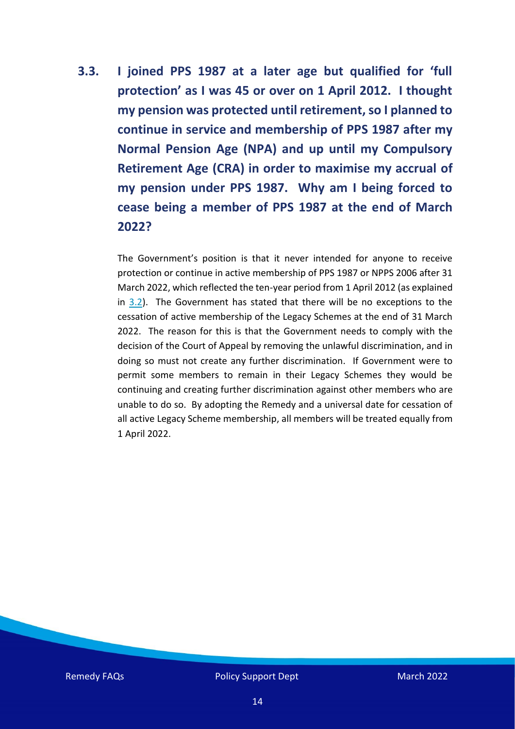### 3.3. I joined PPS 1987 at a later age but qualified for 'full protection' as I was 45 or over on 1 April 2012. I thought my pension was protected until retirement, so I planned to continue in service and membership of PPS 1987 after my Normal Pension Age (NPA) and up until my Compulsory Retirement Age (CRA) in order to maximise my accrual of my pension under PPS 1987. Why am I being forced to cease being a member of PPS 1987 at the end of March 2022?

The Government's position is that it never intended for anyone to receive protection or continue in active membership of PPS 1987 or NPPS 2006 after 31 March 2022, which reflected the ten-year period from 1 April 2012 (as explained in 3.2). The Government has stated that there will be no exceptions to the cessation of active membership of the Legacy Schemes at the end of 31 March 2022. The reason for this is that the Government needs to comply with the decision of the Court of Appeal by removing the unlawful discrimination, and in doing so must not create any further discrimination. If Government were to permit some members to remain in their Legacy Schemes they would be continuing and creating further discrimination against other members who are unable to do so. By adopting the Remedy and a universal date for cessation of all active Legacy Scheme membership, all members will be treated equally from 1 April 2022.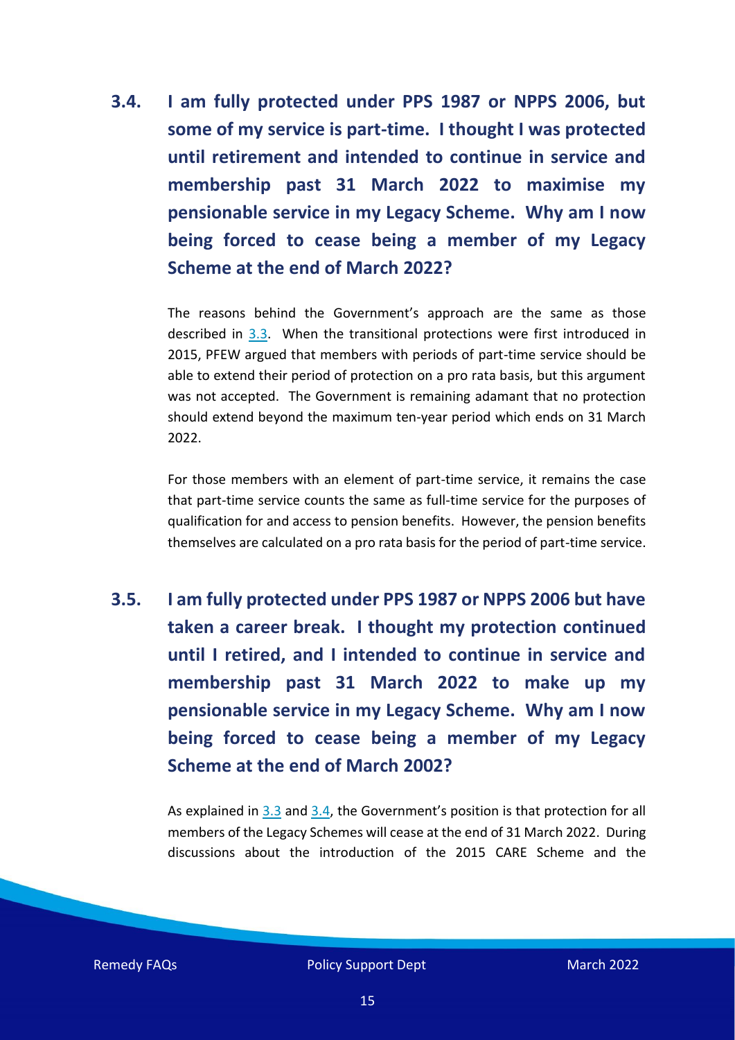### 3.4. I am fully protected under PPS 1987 or NPPS 2006, but some of my service is part-time. I thought I was protected until retirement and intended to continue in service and membership past 31 March 2022 to maximise my pensionable service in my Legacy Scheme. Why am I now being forced to cease being a member of my Legacy Scheme at the end of March 2022?

The reasons behind the Government's approach are the same as those described in 3.3. When the transitional protections were first introduced in 2015, PFEW argued that members with periods of part-time service should be able to extend their period of protection on a pro rata basis, but this argument was not accepted. The Government is remaining adamant that no protection should extend beyond the maximum ten-year period which ends on 31 March 2022.

For those members with an element of part-time service, it remains the case that part-time service counts the same as full-time service for the purposes of qualification for and access to pension benefits. However, the pension benefits themselves are calculated on a pro rata basis for the period of part-time service.

### 3.5. I am fully protected under PPS 1987 or NPPS 2006 but have taken a career break. I thought my protection continued until I retired, and I intended to continue in service and membership past 31 March 2022 to make up my pensionable service in my Legacy Scheme. Why am I now being forced to cease being a member of my Legacy Scheme at the end of March 2002?

As explained in 3.3 and 3.4, the Government's position is that protection for all members of the Legacy Schemes will cease at the end of 31 March 2022. During discussions about the introduction of the 2015 CARE Scheme and the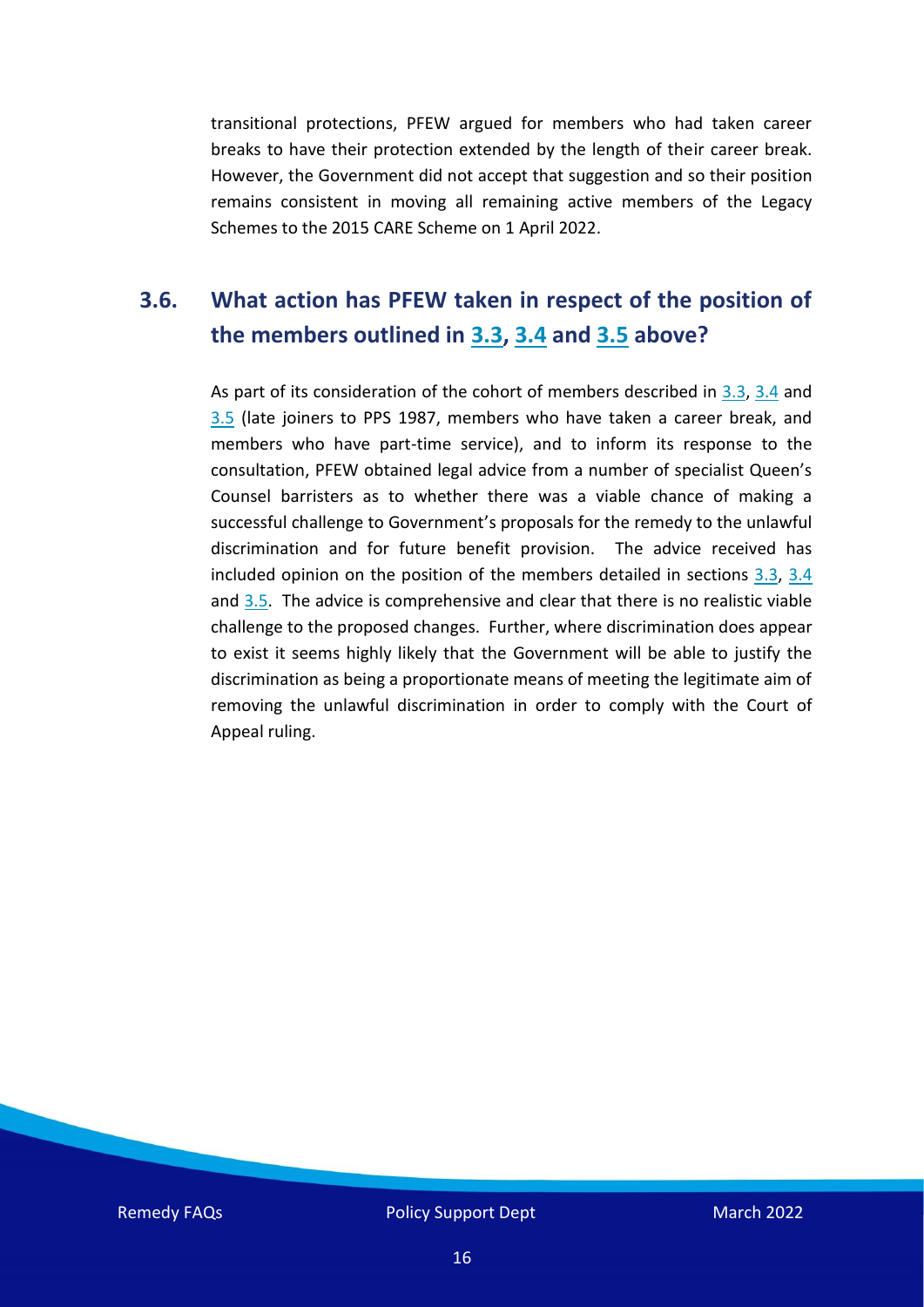transitional protections, PFEW argued for members who had taken career breaks to have their protection extended by the length of their career break. However, the Government did not accept that suggestion and so their position remains consistent in moving all remaining active members of the Legacy Schemes to the 2015 CARE Scheme on 1 April 2022.

## 3.6. What action has PFEW taken in respect of the position of the members outlined in 3.3, 3.4 and 3.5 above?

As part of its consideration of the cohort of members described in 3.3, 3.4 and 3.5 (late joiners to PPS 1987, members who have taken a career break, and members who have part-time service), and to inform its response to the consultation, PFEW obtained legal advice from a number of specialist Queen's Counsel barristers as to whether there was a viable chance of making a successful challenge to Government's proposals for the remedy to the unlawful discrimination and for future benefit provision. The advice received has included opinion on the position of the members detailed in sections 3.3, 3.4 and 3.5. The advice is comprehensive and clear that there is no realistic viable challenge to the proposed changes. Further, where discrimination does appear to exist it seems highly likely that the Government will be able to justify the discrimination as being a proportionate means of meeting the legitimate aim of removing the unlawful discrimination in order to comply with the Court of Appeal ruling.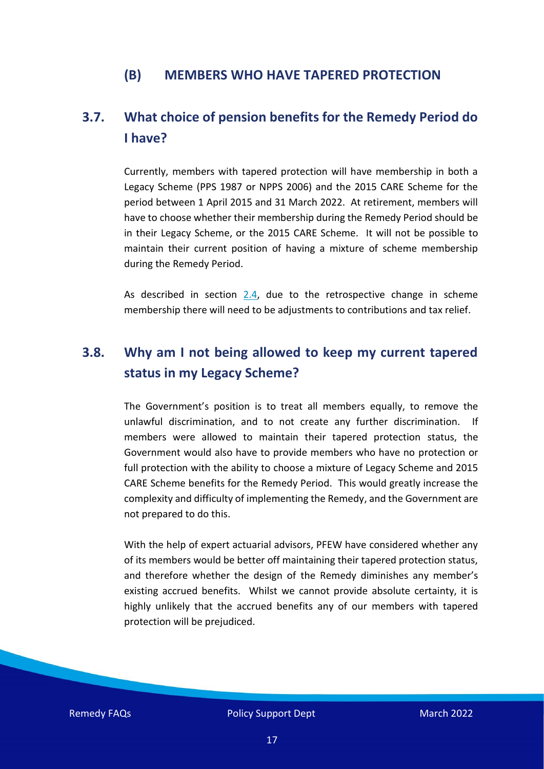## (B) MEMBERS WHO HAVE TAPERED PROTECTION

### 3.7. What choice of pension benefits for the Remedy Period do I have?

Currently, members with tapered protection will have membership in both a Legacy Scheme (PPS 1987 or NPPS 2006) and the 2015 CARE Scheme for the period between 1 April 2015 and 31 March 2022. At retirement, members will have to choose whether their membership during the Remedy Period should be in their Legacy Scheme, or the 2015 CARE Scheme. It will not be possible to maintain their current position of having a mixture of scheme membership during the Remedy Period.

As described in section 2.4, due to the retrospective change in scheme membership there will need to be adjustments to contributions and tax relief.

### 3.8. Why am I not being allowed to keep my current tapered status in my Legacy Scheme?

The Government's position is to treat all members equally, to remove the unlawful discrimination, and to not create any further discrimination. If members were allowed to maintain their tapered protection status, the Government would also have to provide members who have no protection or full protection with the ability to choose a mixture of Legacy Scheme and 2015 CARE Scheme benefits for the Remedy Period. This would greatly increase the complexity and difficulty of implementing the Remedy, and the Government are not prepared to do this.

With the help of expert actuarial advisors, PFEW have considered whether any of its members would be better off maintaining their tapered protection status, and therefore whether the design of the Remedy diminishes any member's existing accrued benefits. Whilst we cannot provide absolute certainty, it is highly unlikely that the accrued benefits any of our members with tapered protection will be prejudiced.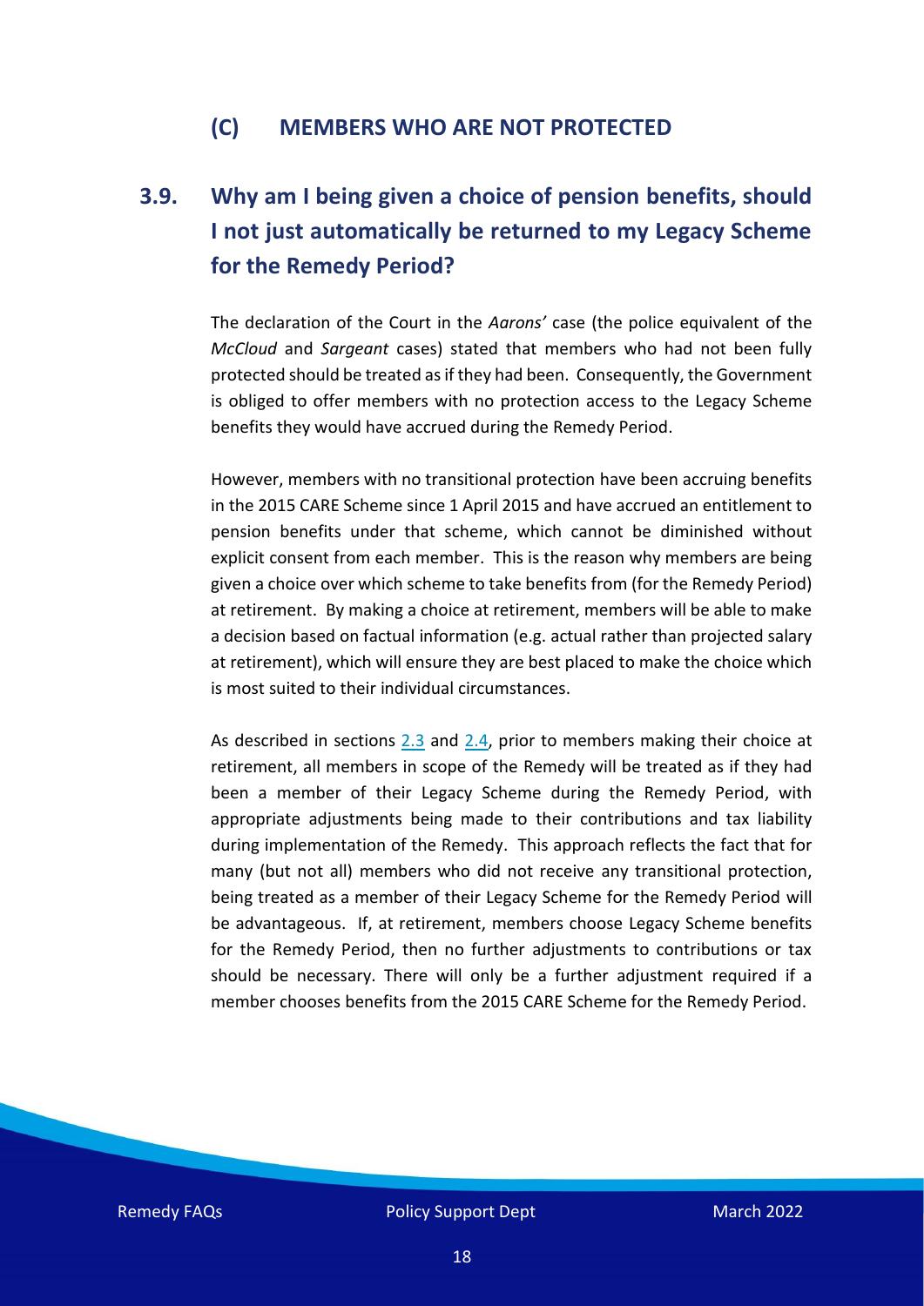## (C) MEMBERS WHO ARE NOT PROTECTED

### 3.9. Why am I being given a choice of pension benefits, should I not just automatically be returned to my Legacy Scheme for the Remedy Period?

The declaration of the Court in the *Aarons'* case (the police equivalent of the *McCloud* and *Sargeant* cases) stated that members who had not been fully protected should be treated as if they had been. Consequently, the Government is obliged to offer members with no protection access to the Legacy Scheme benefits they would have accrued during the Remedy Period.

However, members with no transitional protection have been accruing benefits in the 2015 CARE Scheme since 1 April 2015 and have accrued an entitlement to pension benefits under that scheme, which cannot be diminished without explicit consent from each member. This is the reason why members are being given a choice over which scheme to take benefits from (for the Remedy Period) at retirement. By making a choice at retirement, members will be able to make a decision based on factual information (e.g. actual rather than projected salary at retirement), which will ensure they are best placed to make the choice which is most suited to their individual circumstances.

As described in sections 2.3 and 2.4, prior to members making their choice at retirement, all members in scope of the Remedy will be treated as if they had been a member of their Legacy Scheme during the Remedy Period, with appropriate adjustments being made to their contributions and tax liability during implementation of the Remedy. This approach reflects the fact that for many (but not all) members who did not receive any transitional protection, being treated as a member of their Legacy Scheme for the Remedy Period will be advantageous. If, at retirement, members choose Legacy Scheme benefits for the Remedy Period, then no further adjustments to contributions or tax should be necessary. There will only be a further adjustment required if a member chooses benefits from the 2015 CARE Scheme for the Remedy Period.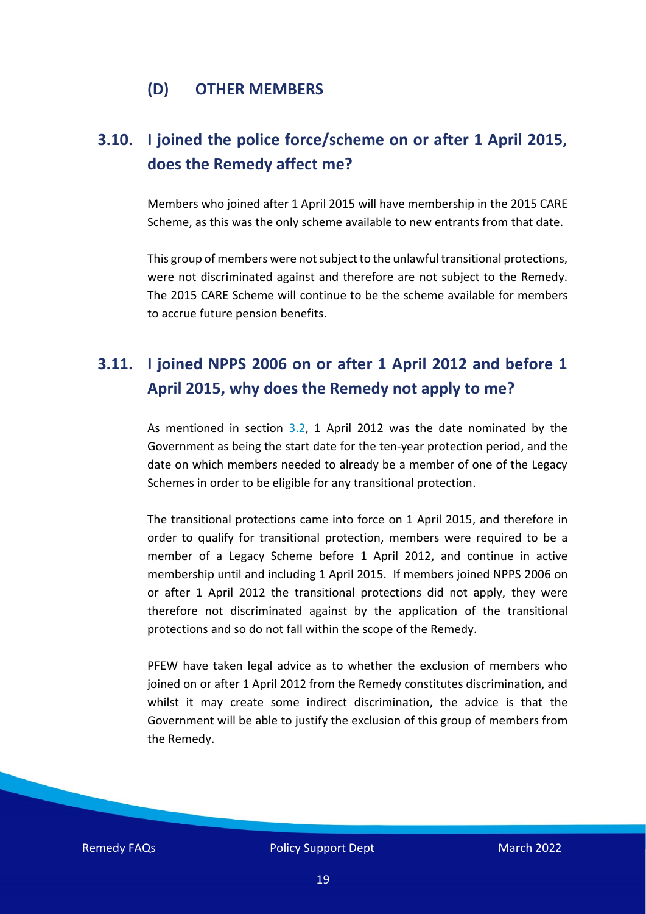## (D) OTHER MEMBERS

### 3.10. I joined the police force/scheme on or after 1 April 2015, does the Remedy affect me?

Members who joined after 1 April 2015 will have membership in the 2015 CARE Scheme, as this was the only scheme available to new entrants from that date.

This group of members were not subject to the unlawful transitional protections, were not discriminated against and therefore are not subject to the Remedy. The 2015 CARE Scheme will continue to be the scheme available for members to accrue future pension benefits.

### 3.11. I joined NPPS 2006 on or after 1 April 2012 and before 1 April 2015, why does the Remedy not apply to me?

As mentioned in section 3.2, 1 April 2012 was the date nominated by the Government as being the start date for the ten-year protection period, and the date on which members needed to already be a member of one of the Legacy Schemes in order to be eligible for any transitional protection.

The transitional protections came into force on 1 April 2015, and therefore in order to qualify for transitional protection, members were required to be a member of a Legacy Scheme before 1 April 2012, and continue in active membership until and including 1 April 2015. If members joined NPPS 2006 on or after 1 April 2012 the transitional protections did not apply, they were therefore not discriminated against by the application of the transitional protections and so do not fall within the scope of the Remedy.

PFEW have taken legal advice as to whether the exclusion of members who joined on or after 1 April 2012 from the Remedy constitutes discrimination, and whilst it may create some indirect discrimination, the advice is that the Government will be able to justify the exclusion of this group of members from the Remedy.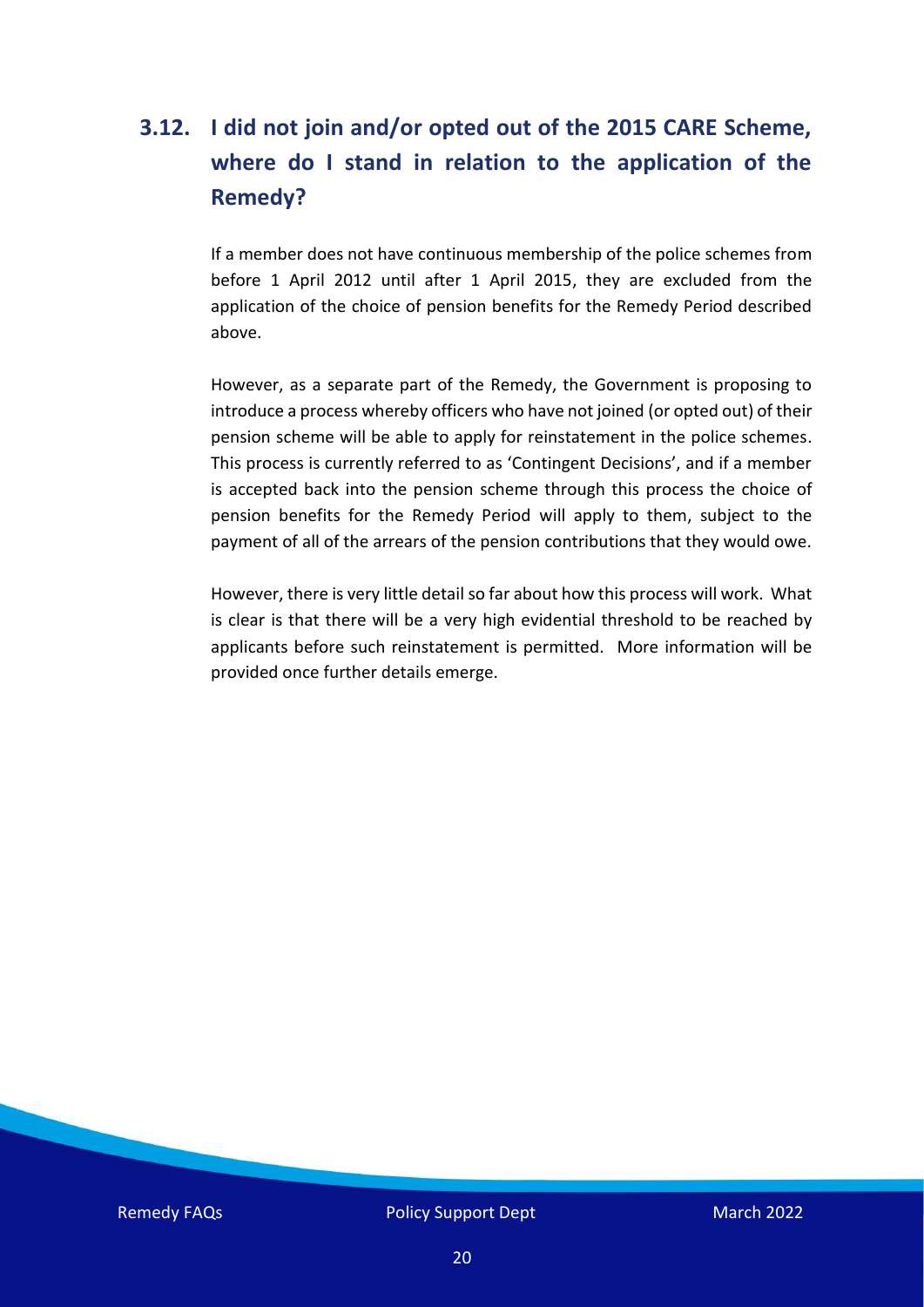## 3.12. I did not join and/or opted out of the 2015 CARE Scheme, where do I stand in relation to the application of the Remedy?

If a member does not have continuous membership of the police schemes from before 1 April 2012 until after 1 April 2015, they are excluded from the application of the choice of pension benefits for the Remedy Period described above.

However, as a separate part of the Remedy, the Government is proposing to introduce a process whereby officers who have not joined (or opted out) of their pension scheme will be able to apply for reinstatement in the police schemes. This process is currently referred to as 'Contingent Decisions', and if a member is accepted back into the pension scheme through this process the choice of pension benefits for the Remedy Period will apply to them, subject to the payment of all of the arrears of the pension contributions that they would owe.

However, there is very little detail so far about how this process will work. What is clear is that there will be a very high evidential threshold to be reached by applicants before such reinstatement is permitted. More information will be provided once further details emerge.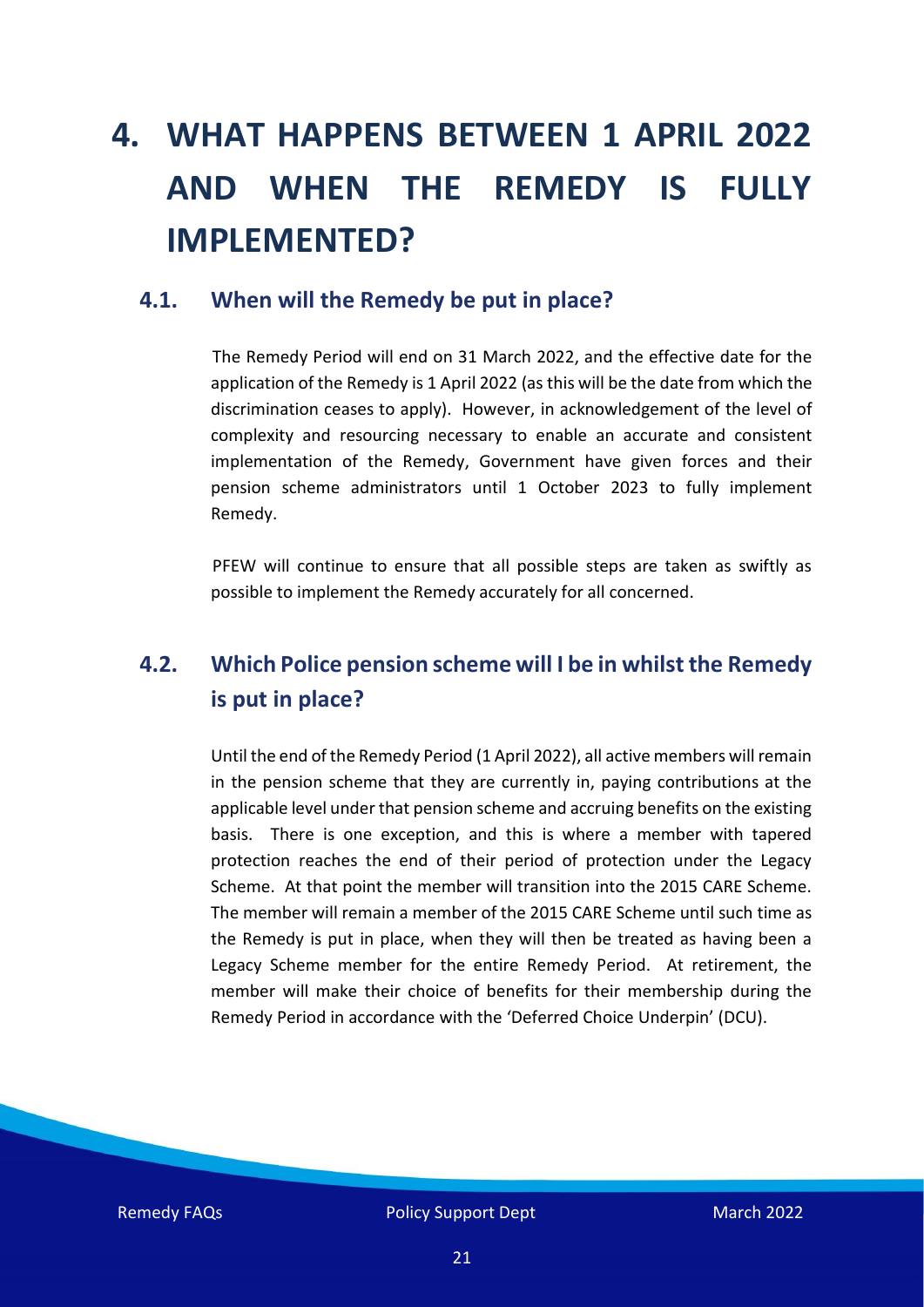# 4. WHAT HAPPENS BETWEEN 1 APRIL 2022 AND WHEN THE REMEDY IS FULLY IMPLEMENTED?

## 4.1. When will the Remedy be put in place?

The Remedy Period will end on 31 March 2022, and the effective date for the application of the Remedy is 1 April 2022 (as this will be the date from which the discrimination ceases to apply). However, in acknowledgement of the level of complexity and resourcing necessary to enable an accurate and consistent implementation of the Remedy, Government have given forces and their pension scheme administrators until 1 October 2023 to fully implement Remedy.

PFEW will continue to ensure that all possible steps are taken as swiftly as possible to implement the Remedy accurately for all concerned.

## 4.2. Which Police pension scheme will I be in whilst the Remedy is put in place?

Until the end of the Remedy Period (1 April 2022), all active members will remain in the pension scheme that they are currently in, paying contributions at the applicable level under that pension scheme and accruing benefits on the existing basis. There is one exception, and this is where a member with tapered protection reaches the end of their period of protection under the Legacy Scheme. At that point the member will transition into the 2015 CARE Scheme. The member will remain a member of the 2015 CARE Scheme until such time as the Remedy is put in place, when they will then be treated as having been a Legacy Scheme member for the entire Remedy Period. At retirement, the member will make their choice of benefits for their membership during the Remedy Period in accordance with the 'Deferred Choice Underpin' (DCU).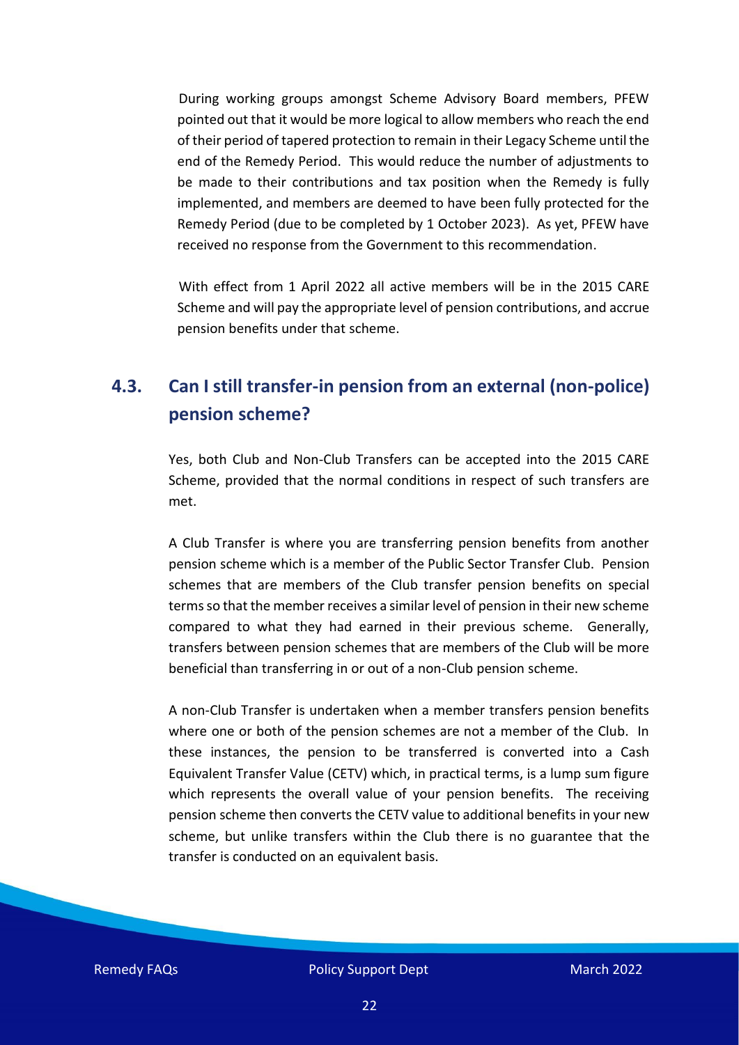During working groups amongst Scheme Advisory Board members, PFEW pointed out that it would be more logical to allow members who reach the end of their period of tapered protection to remain in their Legacy Scheme until the end of the Remedy Period. This would reduce the number of adjustments to be made to their contributions and tax position when the Remedy is fully implemented, and members are deemed to have been fully protected for the Remedy Period (due to be completed by 1 October 2023). As yet, PFEW have received no response from the Government to this recommendation.

With effect from 1 April 2022 all active members will be in the 2015 CARE Scheme and will pay the appropriate level of pension contributions, and accrue pension benefits under that scheme.

## 4.3. Can I still transfer-in pension from an external (non-police) pension scheme?

Yes, both Club and Non-Club Transfers can be accepted into the 2015 CARE Scheme, provided that the normal conditions in respect of such transfers are met.

A Club Transfer is where you are transferring pension benefits from another pension scheme which is a member of the Public Sector Transfer Club. Pension schemes that are members of the Club transfer pension benefits on special terms so that the member receives a similar level of pension in their new scheme compared to what they had earned in their previous scheme. Generally, transfers between pension schemes that are members of the Club will be more beneficial than transferring in or out of a non-Club pension scheme.

A non-Club Transfer is undertaken when a member transfers pension benefits where one or both of the pension schemes are not a member of the Club. In these instances, the pension to be transferred is converted into a Cash Equivalent Transfer Value (CETV) which, in practical terms, is a lump sum figure which represents the overall value of your pension benefits. The receiving pension scheme then converts the CETV value to additional benefits in your new scheme, but unlike transfers within the Club there is no guarantee that the transfer is conducted on an equivalent basis.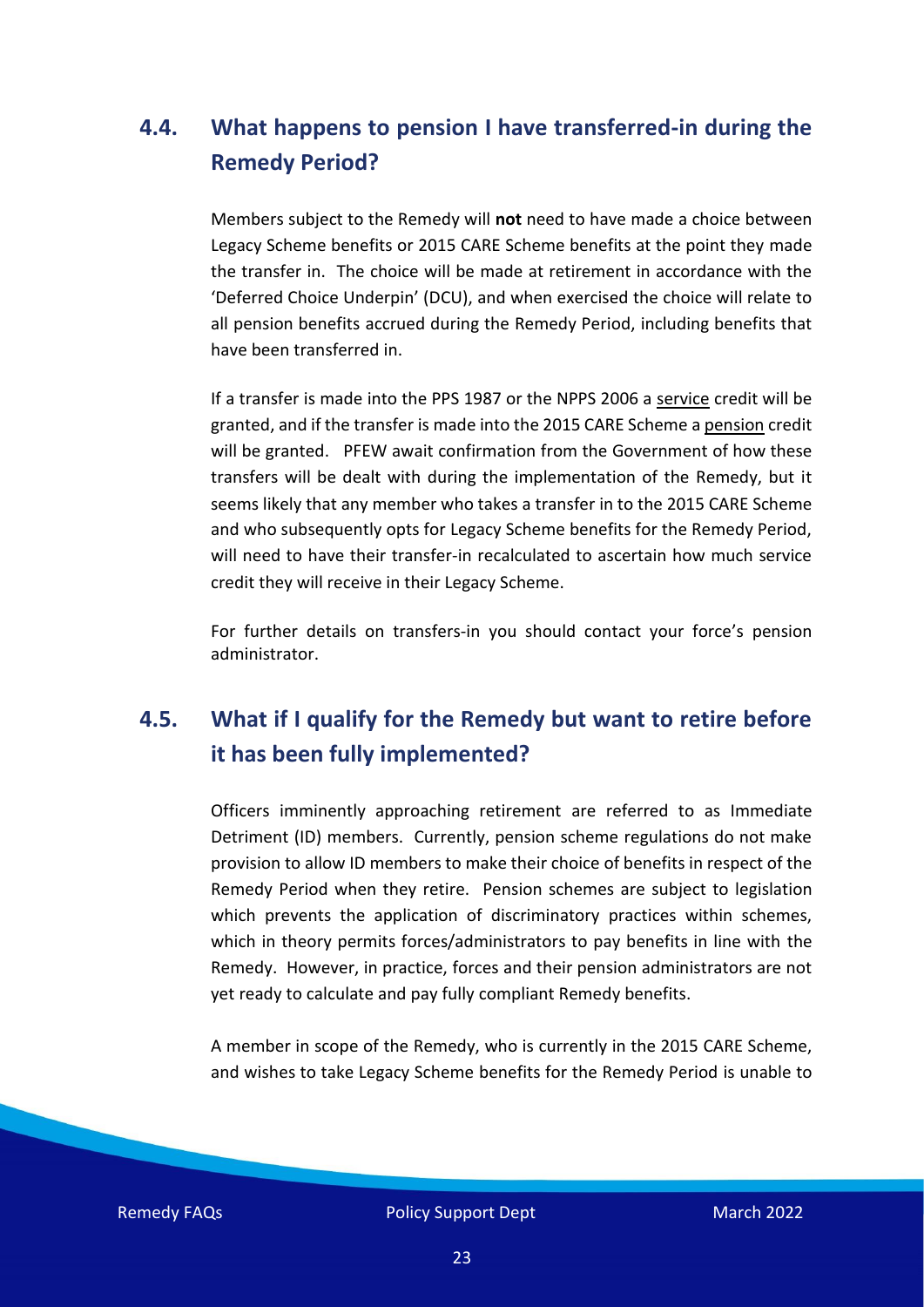## 4.4. What happens to pension I have transferred-in during the Remedy Period?

Members subject to the Remedy will **not** need to have made a choice between Legacy Scheme benefits or 2015 CARE Scheme benefits at the point they made the transfer in. The choice will be made at retirement in accordance with the 'Deferred Choice Underpin' (DCU), and when exercised the choice will relate to all pension benefits accrued during the Remedy Period, including benefits that have been transferred in.

If a transfer is made into the PPS 1987 or the NPPS 2006 a service credit will be granted, and if the transfer is made into the 2015 CARE Scheme a pension credit will be granted. PFEW await confirmation from the Government of how these transfers will be dealt with during the implementation of the Remedy, but it seems likely that any member who takes a transfer in to the 2015 CARE Scheme and who subsequently opts for Legacy Scheme benefits for the Remedy Period, will need to have their transfer-in recalculated to ascertain how much service credit they will receive in their Legacy Scheme.

For further details on transfers-in you should contact your force's pension administrator.

## 4.5. What if I qualify for the Remedy but want to retire before it has been fully implemented?

Officers imminently approaching retirement are referred to as Immediate Detriment (ID) members. Currently, pension scheme regulations do not make provision to allow ID members to make their choice of benefits in respect of the Remedy Period when they retire. Pension schemes are subject to legislation which prevents the application of discriminatory practices within schemes, which in theory permits forces/administrators to pay benefits in line with the Remedy. However, in practice, forces and their pension administrators are not yet ready to calculate and pay fully compliant Remedy benefits.

A member in scope of the Remedy, who is currently in the 2015 CARE Scheme, and wishes to take Legacy Scheme benefits for the Remedy Period is unable to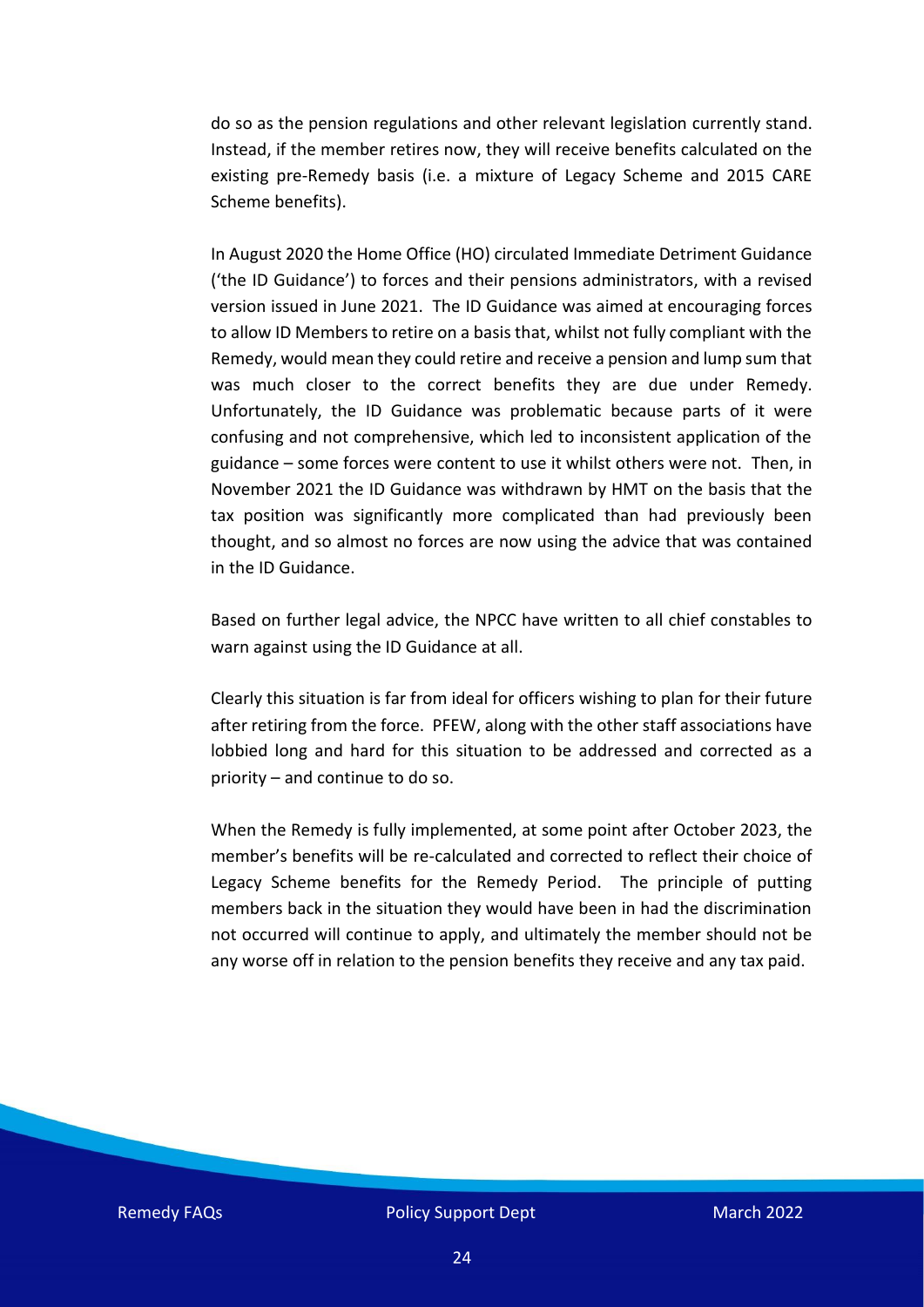do so as the pension regulations and other relevant legislation currently stand. Instead, if the member retires now, they will receive benefits calculated on the existing pre-Remedy basis (i.e. a mixture of Legacy Scheme and 2015 CARE Scheme benefits).

In August 2020 the Home Office (HO) circulated Immediate Detriment Guidance ('the ID Guidance') to forces and their pensions administrators, with a revised version issued in June 2021. The ID Guidance was aimed at encouraging forces to allow ID Members to retire on a basis that, whilst not fully compliant with the Remedy, would mean they could retire and receive a pension and lump sum that was much closer to the correct benefits they are due under Remedy. Unfortunately, the ID Guidance was problematic because parts of it were confusing and not comprehensive, which led to inconsistent application of the guidance – some forces were content to use it whilst others were not. Then, in November 2021 the ID Guidance was withdrawn by HMT on the basis that the tax position was significantly more complicated than had previously been thought, and so almost no forces are now using the advice that was contained in the ID Guidance.

Based on further legal advice, the NPCC have written to all chief constables to warn against using the ID Guidance at all.

Clearly this situation is far from ideal for officers wishing to plan for their future after retiring from the force. PFEW, along with the other staff associations have lobbied long and hard for this situation to be addressed and corrected as a priority – and continue to do so.

When the Remedy is fully implemented, at some point after October 2023, the member's benefits will be re-calculated and corrected to reflect their choice of Legacy Scheme benefits for the Remedy Period. The principle of putting members back in the situation they would have been in had the discrimination not occurred will continue to apply, and ultimately the member should not be any worse off in relation to the pension benefits they receive and any tax paid.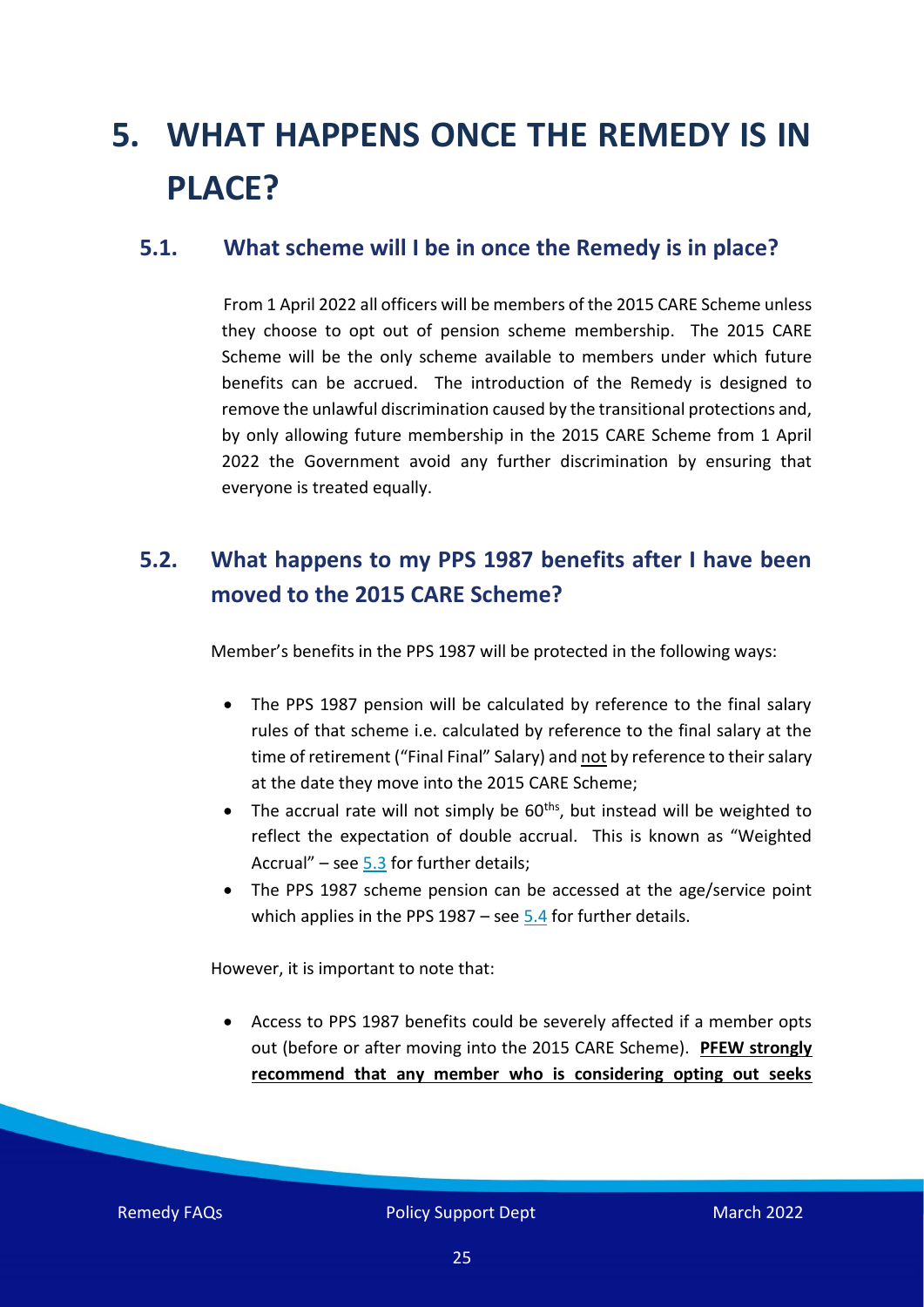# 5. WHAT HAPPENS ONCE THE REMEDY IS IN PLACE?

## 5.1. What scheme will I be in once the Remedy is in place?

From 1 April 2022 all officers will be members of the 2015 CARE Scheme unless they choose to opt out of pension scheme membership. The 2015 CARE Scheme will be the only scheme available to members under which future benefits can be accrued. The introduction of the Remedy is designed to remove the unlawful discrimination caused by the transitional protections and, by only allowing future membership in the 2015 CARE Scheme from 1 April 2022 the Government avoid any further discrimination by ensuring that everyone is treated equally.

## 5.2. What happens to my PPS 1987 benefits after I have been moved to the 2015 CARE Scheme?

Member's benefits in the PPS 1987 will be protected in the following ways:

- The PPS 1987 pension will be calculated by reference to the final salary rules of that scheme i.e. calculated by reference to the final salary at the time of retirement ("Final Final" Salary) and <u>not</u> by reference to their salary at the date they move into the 2015 CARE Scheme;
- The accrual rate will not simply be 60ths, but instead will be weighted to reflect the expectation of double accrual. This is known as "Weighted Accrual" – see 5.3 for further details;
- The PPS 1987 scheme pension can be accessed at the age/service point which applies in the PPS 1987 – see 5.4 for further details.

However, it is important to note that:

- Access to PPS 1987 benefits could be severely affected if a member opts out (before or after moving into the 2015 CARE Scheme). **<u>PFEW strongly recommend that any member who is considering opting out seeks</u>**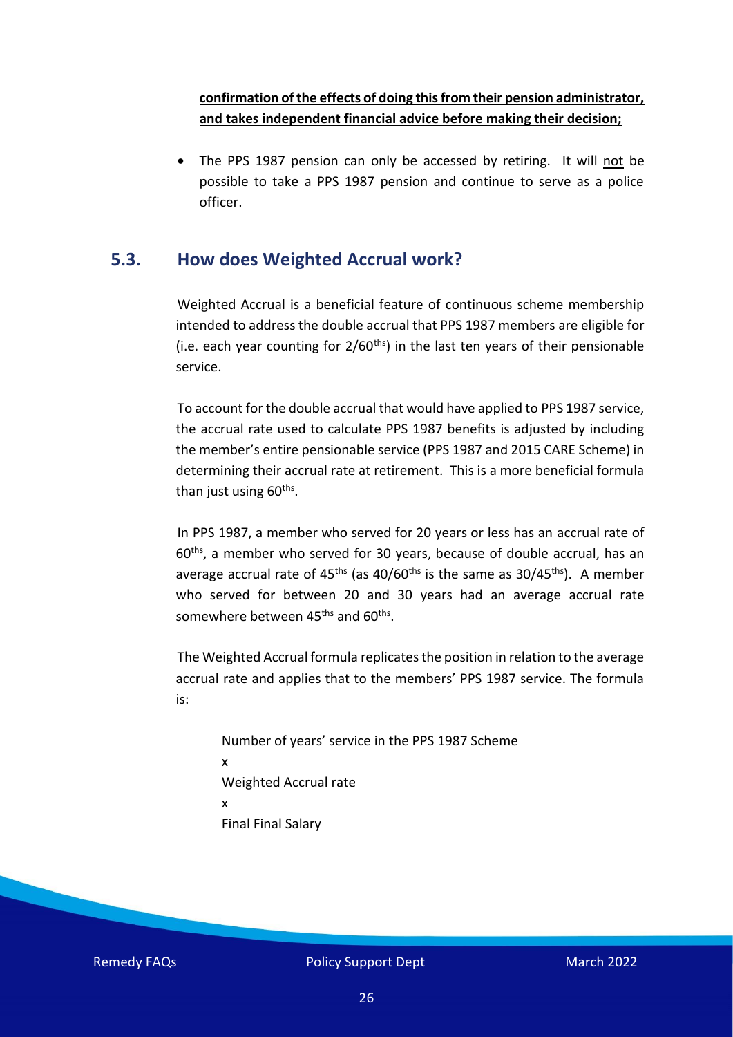**confirmation of the effects of doing this from their pension administrator, and takes independent financial advice before making their decision;**

- The PPS 1987 pension can only be accessed by retiring. It will not be possible to take a PPS 1987 pension and continue to serve as a police officer.

## 5.3. How does Weighted Accrual work?

Weighted Accrual is a beneficial feature of continuous scheme membership intended to address the double accrual that PPS 1987 members are eligible for (i.e. each year counting for $2/60^{ths}$) in the last ten years of their pensionable service.

To account for the double accrual that would have applied to PPS 1987 service, the accrual rate used to calculate PPS 1987 benefits is adjusted by including the member's entire pensionable service (PPS 1987 and 2015 CARE Scheme) in determining their accrual rate at retirement. This is a more beneficial formula than just using $60^{ths}$.

In PPS 1987, a member who served for 20 years or less has an accrual rate of $60^{ths}$, a member who served for 30 years, because of double accrual, has an average accrual rate of $45^{ths}$ (as $40/60^{ths}$ is the same as $30/45^{ths}$). A member who served for between 20 and 30 years had an average accrual rate somewhere between $45^{ths}$ and $60^{ths}$.

The Weighted Accrual formula replicates the position in relation to the average accrual rate and applies that to the members' PPS 1987 service. The formula is:

Number of years' service in the PPS 1987 Scheme
x
Weighted Accrual rate
x
Final Final Salary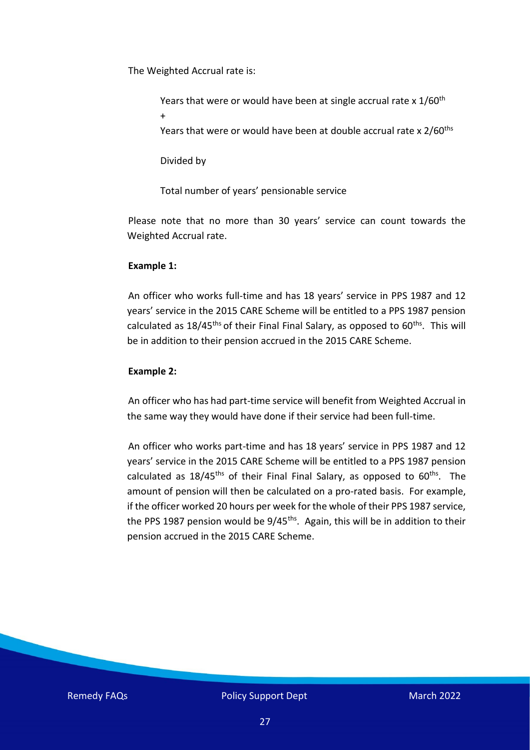The Weighted Accrual rate is:

> Years that were or would have been at single accrual rate x $1/60^{th}$
> +
> Years that were or would have been at double accrual rate x $2/60^{ths}$
>
> Divided by
>
> Total number of years' pensionable service

Please note that no more than 30 years' service can count towards the Weighted Accrual rate.

**Example 1:**

An officer who works full-time and has 18 years' service in PPS 1987 and 12 years' service in the 2015 CARE Scheme will be entitled to a PPS 1987 pension calculated as $18/45^{ths}$ of their Final Final Salary, as opposed to $60^{ths}$. This will be in addition to their pension accrued in the 2015 CARE Scheme.

**Example 2:**

An officer who has had part-time service will benefit from Weighted Accrual in the same way they would have done if their service had been full-time.

An officer who works part-time and has 18 years' service in PPS 1987 and 12 years' service in the 2015 CARE Scheme will be entitled to a PPS 1987 pension calculated as $18/45^{ths}$ of their Final Final Salary, as opposed to $60^{ths}$. The amount of pension will then be calculated on a pro-rated basis. For example, if the officer worked 20 hours per week for the whole of their PPS 1987 service, the PPS 1987 pension would be $9/45^{ths}$. Again, this will be in addition to their pension accrued in the 2015 CARE Scheme.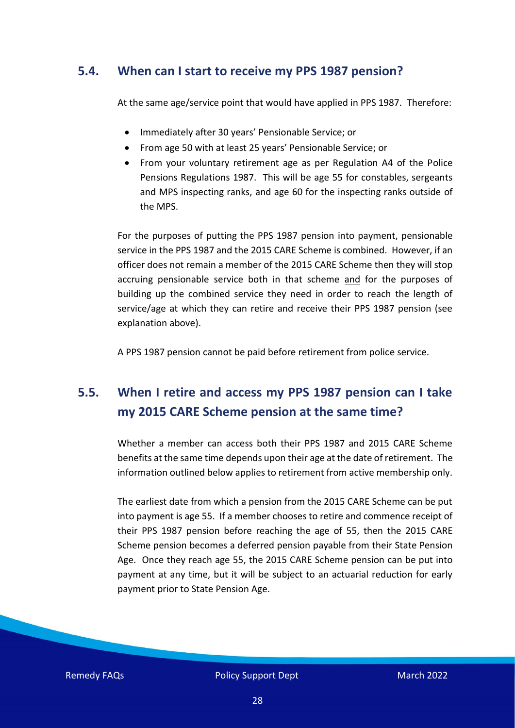## 5.4. When can I start to receive my PPS 1987 pension?

At the same age/service point that would have applied in PPS 1987. Therefore:

- Immediately after 30 years' Pensionable Service; or
- From age 50 with at least 25 years' Pensionable Service; or
- From your voluntary retirement age as per Regulation A4 of the Police Pensions Regulations 1987. This will be age 55 for constables, sergeants and MPS inspecting ranks, and age 60 for the inspecting ranks outside of the MPS.

For the purposes of putting the PPS 1987 pension into payment, pensionable service in the PPS 1987 and the 2015 CARE Scheme is combined. However, if an officer does not remain a member of the 2015 CARE Scheme then they will stop accruing pensionable service both in that scheme <u>and</u> for the purposes of building up the combined service they need in order to reach the length of service/age at which they can retire and receive their PPS 1987 pension (see explanation above).

A PPS 1987 pension cannot be paid before retirement from police service.

## 5.5. When I retire and access my PPS 1987 pension can I take my 2015 CARE Scheme pension at the same time?

Whether a member can access both their PPS 1987 and 2015 CARE Scheme benefits at the same time depends upon their age at the date of retirement. The information outlined below applies to retirement from active membership only.

The earliest date from which a pension from the 2015 CARE Scheme can be put into payment is age 55. If a member chooses to retire and commence receipt of their PPS 1987 pension before reaching the age of 55, then the 2015 CARE Scheme pension becomes a deferred pension payable from their State Pension Age. Once they reach age 55, the 2015 CARE Scheme pension can be put into payment at any time, but it will be subject to an actuarial reduction for early payment prior to State Pension Age.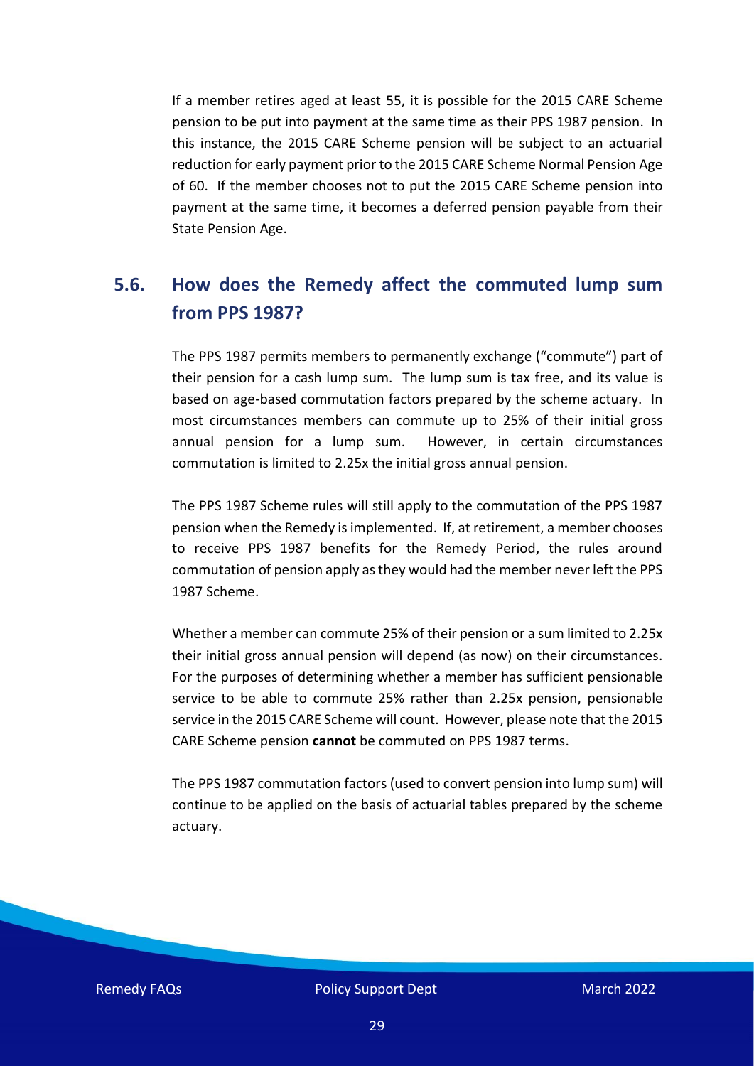If a member retires aged at least 55, it is possible for the 2015 CARE Scheme pension to be put into payment at the same time as their PPS 1987 pension. In this instance, the 2015 CARE Scheme pension will be subject to an actuarial reduction for early payment prior to the 2015 CARE Scheme Normal Pension Age of 60. If the member chooses not to put the 2015 CARE Scheme pension into payment at the same time, it becomes a deferred pension payable from their State Pension Age.

## 5.6. How does the Remedy affect the commuted lump sum from PPS 1987?

The PPS 1987 permits members to permanently exchange ("commute") part of their pension for a cash lump sum. The lump sum is tax free, and its value is based on age-based commutation factors prepared by the scheme actuary. In most circumstances members can commute up to 25% of their initial gross annual pension for a lump sum. However, in certain circumstances commutation is limited to 2.25x the initial gross annual pension.

The PPS 1987 Scheme rules will still apply to the commutation of the PPS 1987 pension when the Remedy is implemented. If, at retirement, a member chooses to receive PPS 1987 benefits for the Remedy Period, the rules around commutation of pension apply as they would had the member never left the PPS 1987 Scheme.

Whether a member can commute 25% of their pension or a sum limited to 2.25x their initial gross annual pension will depend (as now) on their circumstances. For the purposes of determining whether a member has sufficient pensionable service to be able to commute 25% rather than 2.25x pension, pensionable service in the 2015 CARE Scheme will count. However, please note that the 2015 CARE Scheme pension **cannot** be commuted on PPS 1987 terms.

The PPS 1987 commutation factors (used to convert pension into lump sum) will continue to be applied on the basis of actuarial tables prepared by the scheme actuary.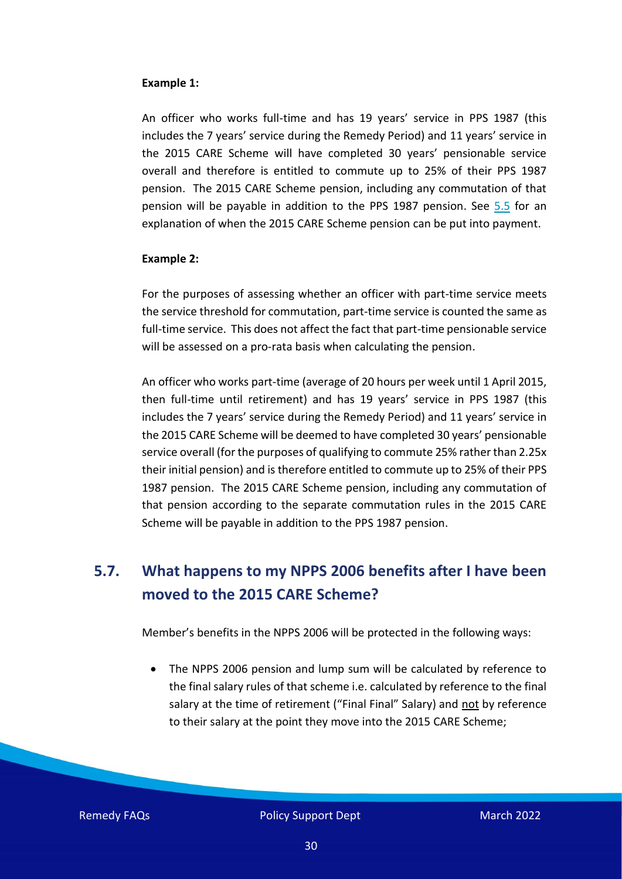**Example 1:**

An officer who works full-time and has 19 years' service in PPS 1987 (this includes the 7 years' service during the Remedy Period) and 11 years' service in the 2015 CARE Scheme will have completed 30 years' pensionable service overall and therefore is entitled to commute up to 25% of their PPS 1987 pension. The 2015 CARE Scheme pension, including any commutation of that pension will be payable in addition to the PPS 1987 pension. See 5.5 for an explanation of when the 2015 CARE Scheme pension can be put into payment.

**Example 2:**

For the purposes of assessing whether an officer with part-time service meets the service threshold for commutation, part-time service is counted the same as full-time service. This does not affect the fact that part-time pensionable service will be assessed on a pro-rata basis when calculating the pension.

An officer who works part-time (average of 20 hours per week until 1 April 2015, then full-time until retirement) and has 19 years' service in PPS 1987 (this includes the 7 years' service during the Remedy Period) and 11 years' service in the 2015 CARE Scheme will be deemed to have completed 30 years' pensionable service overall (for the purposes of qualifying to commute 25% rather than 2.25x their initial pension) and is therefore entitled to commute up to 25% of their PPS 1987 pension. The 2015 CARE Scheme pension, including any commutation of that pension according to the separate commutation rules in the 2015 CARE Scheme will be payable in addition to the PPS 1987 pension.

## 5.7. What happens to my NPPS 2006 benefits after I have been moved to the 2015 CARE Scheme?

Member's benefits in the NPPS 2006 will be protected in the following ways:

- The NPPS 2006 pension and lump sum will be calculated by reference to the final salary rules of that scheme i.e. calculated by reference to the final salary at the time of retirement ("Final Final" Salary) and not by reference to their salary at the point they move into the 2015 CARE Scheme;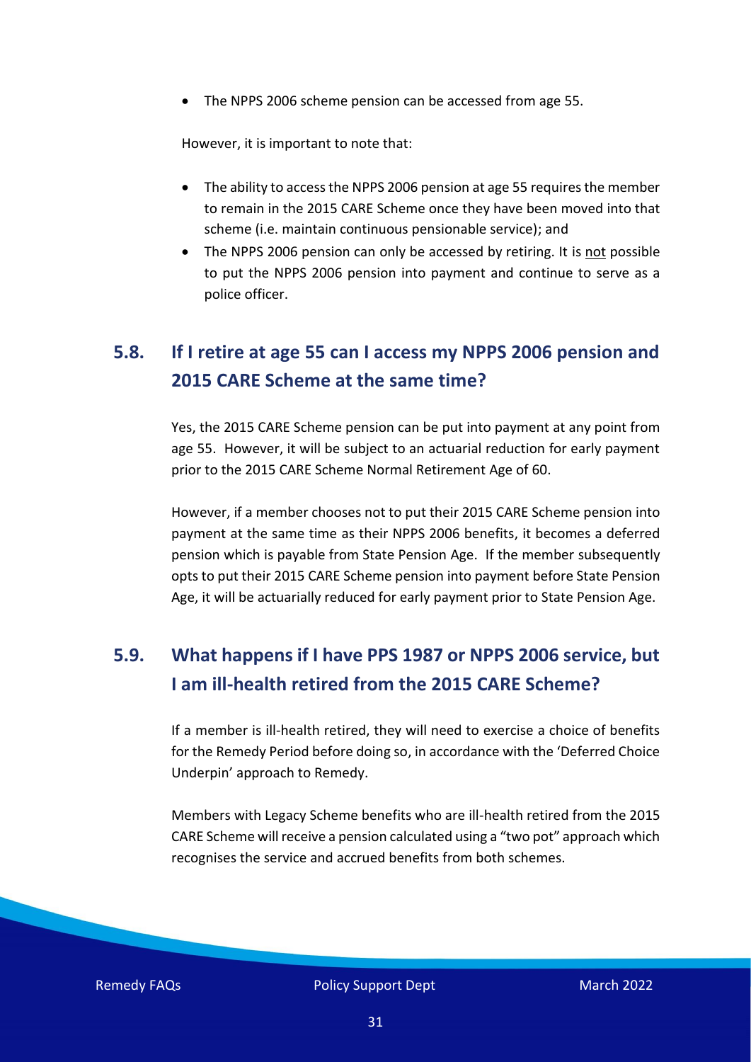- The NPPS 2006 scheme pension can be accessed from age 55.

However, it is important to note that:

- The ability to access the NPPS 2006 pension at age 55 requires the member to remain in the 2015 CARE Scheme once they have been moved into that scheme (i.e. maintain continuous pensionable service); and
- The NPPS 2006 pension can only be accessed by retiring. It is not possible to put the NPPS 2006 pension into payment and continue to serve as a police officer.

## 5.8. If I retire at age 55 can I access my NPPS 2006 pension and 2015 CARE Scheme at the same time?

Yes, the 2015 CARE Scheme pension can be put into payment at any point from age 55. However, it will be subject to an actuarial reduction for early payment prior to the 2015 CARE Scheme Normal Retirement Age of 60.

However, if a member chooses not to put their 2015 CARE Scheme pension into payment at the same time as their NPPS 2006 benefits, it becomes a deferred pension which is payable from State Pension Age. If the member subsequently opts to put their 2015 CARE Scheme pension into payment before State Pension Age, it will be actuarially reduced for early payment prior to State Pension Age.

## 5.9. What happens if I have PPS 1987 or NPPS 2006 service, but I am ill-health retired from the 2015 CARE Scheme?

If a member is ill-health retired, they will need to exercise a choice of benefits for the Remedy Period before doing so, in accordance with the 'Deferred Choice Underpin' approach to Remedy.

Members with Legacy Scheme benefits who are ill-health retired from the 2015 CARE Scheme will receive a pension calculated using a "two pot" approach which recognises the service and accrued benefits from both schemes.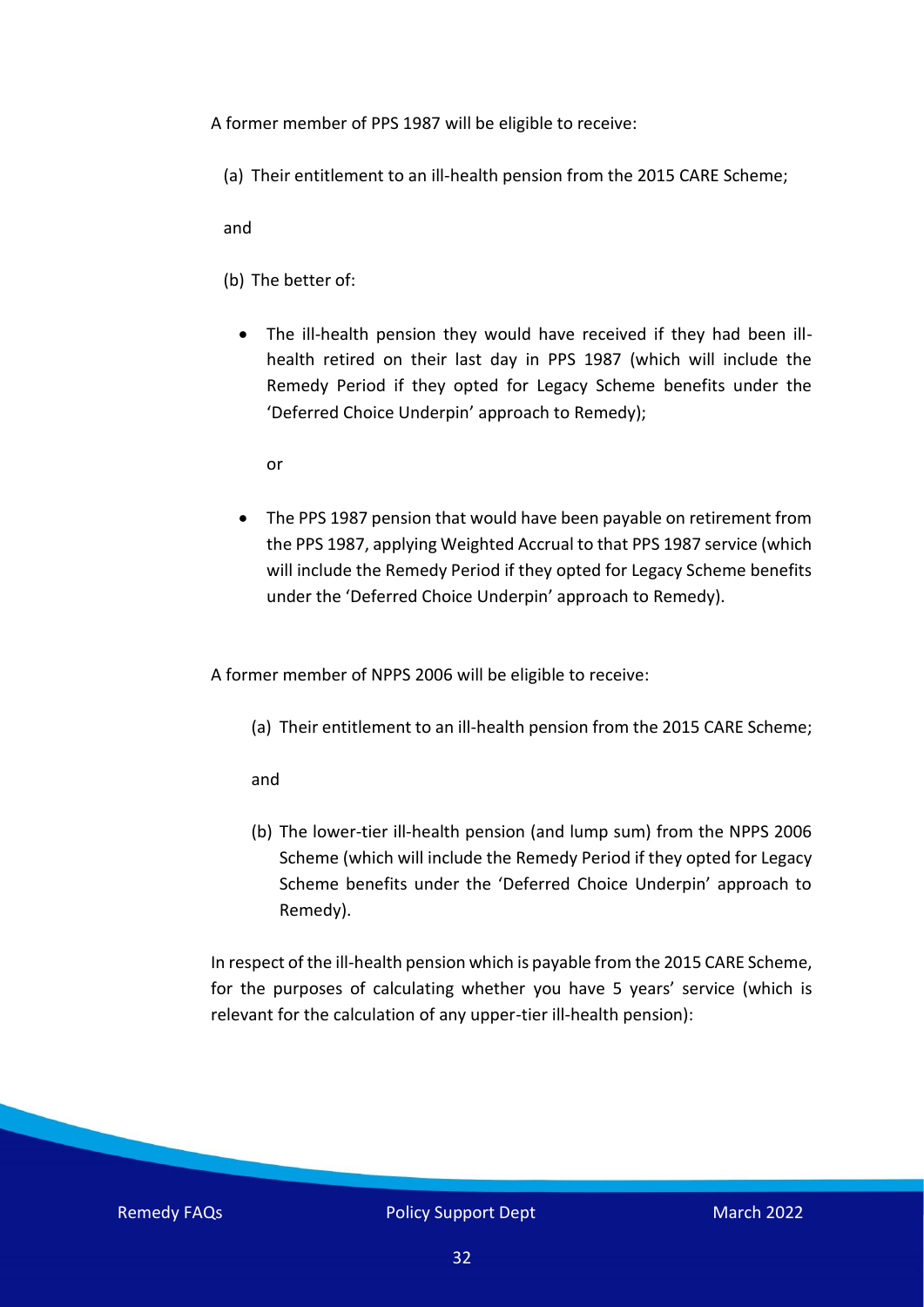A former member of PPS 1987 will be eligible to receive:

(a) Their entitlement to an ill-health pension from the 2015 CARE Scheme;

and

(b) The better of:

- The ill-health pension they would have received if they had been ill-health retired on their last day in PPS 1987 (which will include the Remedy Period if they opted for Legacy Scheme benefits under the 'Deferred Choice Underpin' approach to Remedy);

  or

- The PPS 1987 pension that would have been payable on retirement from the PPS 1987, applying Weighted Accrual to that PPS 1987 service (which will include the Remedy Period if they opted for Legacy Scheme benefits under the 'Deferred Choice Underpin' approach to Remedy).

A former member of NPPS 2006 will be eligible to receive:

(a) Their entitlement to an ill-health pension from the 2015 CARE Scheme;

and

(b) The lower-tier ill-health pension (and lump sum) from the NPPS 2006 Scheme (which will include the Remedy Period if they opted for Legacy Scheme benefits under the 'Deferred Choice Underpin' approach to Remedy).

In respect of the ill-health pension which is payable from the 2015 CARE Scheme, for the purposes of calculating whether you have 5 years' service (which is relevant for the calculation of any upper-tier ill-health pension):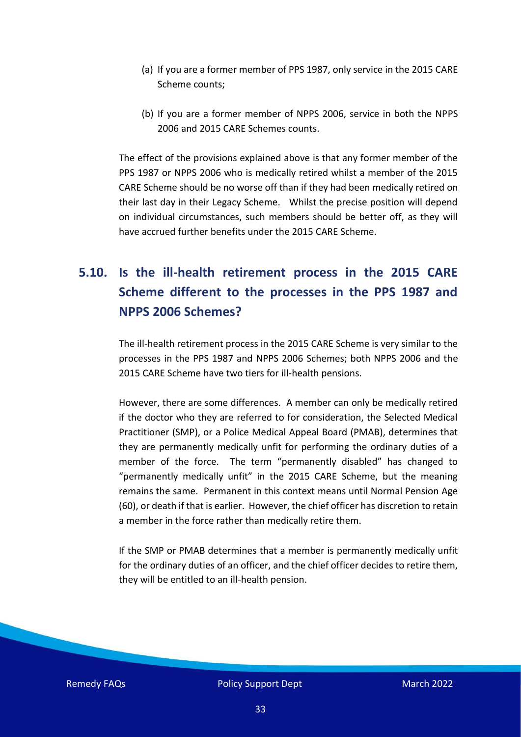(a) If you are a former member of PPS 1987, only service in the 2015 CARE Scheme counts;

(b) If you are a former member of NPPS 2006, service in both the NPPS 2006 and 2015 CARE Schemes counts.

The effect of the provisions explained above is that any former member of the PPS 1987 or NPPS 2006 who is medically retired whilst a member of the 2015 CARE Scheme should be no worse off than if they had been medically retired on their last day in their Legacy Scheme. Whilst the precise position will depend on individual circumstances, such members should be better off, as they will have accrued further benefits under the 2015 CARE Scheme.

## 5.10. Is the ill-health retirement process in the 2015 CARE Scheme different to the processes in the PPS 1987 and NPPS 2006 Schemes?

The ill-health retirement process in the 2015 CARE Scheme is very similar to the processes in the PPS 1987 and NPPS 2006 Schemes; both NPPS 2006 and the 2015 CARE Scheme have two tiers for ill-health pensions.

However, there are some differences. A member can only be medically retired if the doctor who they are referred to for consideration, the Selected Medical Practitioner (SMP), or a Police Medical Appeal Board (PMAB), determines that they are permanently medically unfit for performing the ordinary duties of a member of the force. The term "permanently disabled" has changed to "permanently medically unfit" in the 2015 CARE Scheme, but the meaning remains the same. Permanent in this context means until Normal Pension Age (60), or death if that is earlier. However, the chief officer has discretion to retain a member in the force rather than medically retire them.

If the SMP or PMAB determines that a member is permanently medically unfit for the ordinary duties of an officer, and the chief officer decides to retire them, they will be entitled to an ill-health pension.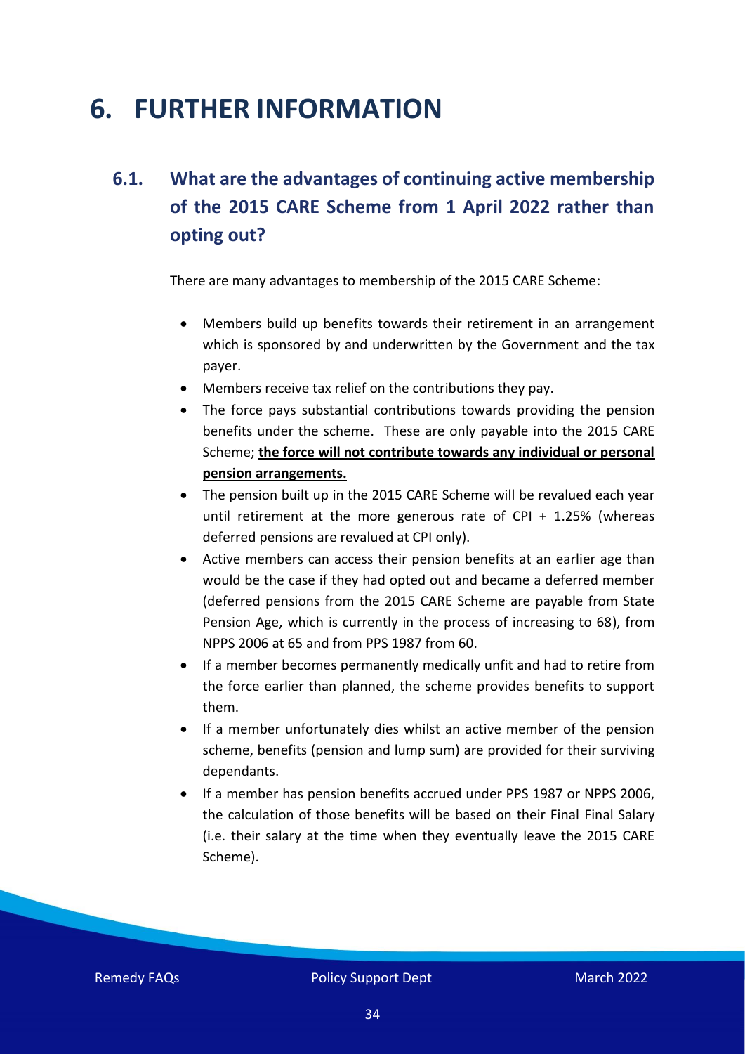# 6. FURTHER INFORMATION

## 6.1. What are the advantages of continuing active membership of the 2015 CARE Scheme from 1 April 2022 rather than opting out?

There are many advantages to membership of the 2015 CARE Scheme:

- Members build up benefits towards their retirement in an arrangement which is sponsored by and underwritten by the Government and the tax payer.
- Members receive tax relief on the contributions they pay.
- The force pays substantial contributions towards providing the pension benefits under the scheme. These are only payable into the 2015 CARE Scheme; **<u>the force will not contribute towards any individual or personal pension arrangements.</u>**
- The pension built up in the 2015 CARE Scheme will be revalued each year until retirement at the more generous rate of CPI + 1.25% (whereas deferred pensions are revalued at CPI only).
- Active members can access their pension benefits at an earlier age than would be the case if they had opted out and became a deferred member (deferred pensions from the 2015 CARE Scheme are payable from State Pension Age, which is currently in the process of increasing to 68), from NPPS 2006 at 65 and from PPS 1987 from 60.
- If a member becomes permanently medically unfit and had to retire from the force earlier than planned, the scheme provides benefits to support them.
- If a member unfortunately dies whilst an active member of the pension scheme, benefits (pension and lump sum) are provided for their surviving dependants.
- If a member has pension benefits accrued under PPS 1987 or NPPS 2006, the calculation of those benefits will be based on their Final Final Salary (i.e. their salary at the time when they eventually leave the 2015 CARE Scheme).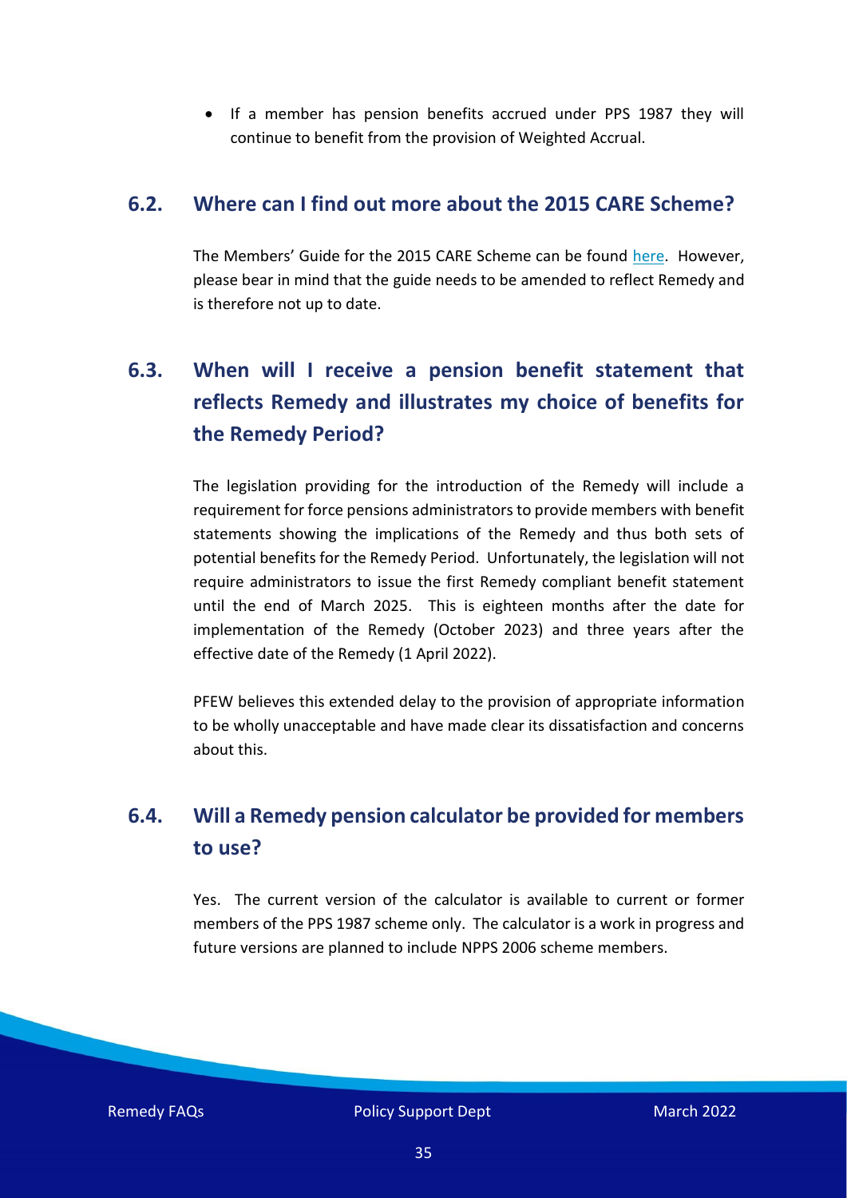- If a member has pension benefits accrued under PPS 1987 they will continue to benefit from the provision of Weighted Accrual.

## 6.2. Where can I find out more about the 2015 CARE Scheme?

The Members' Guide for the 2015 CARE Scheme can be found here. However, please bear in mind that the guide needs to be amended to reflect Remedy and is therefore not up to date.

## 6.3. When will I receive a pension benefit statement that reflects Remedy and illustrates my choice of benefits for the Remedy Period?

The legislation providing for the introduction of the Remedy will include a requirement for force pensions administrators to provide members with benefit statements showing the implications of the Remedy and thus both sets of potential benefits for the Remedy Period. Unfortunately, the legislation will not require administrators to issue the first Remedy compliant benefit statement until the end of March 2025. This is eighteen months after the date for implementation of the Remedy (October 2023) and three years after the effective date of the Remedy (1 April 2022).

PFEW believes this extended delay to the provision of appropriate information to be wholly unacceptable and have made clear its dissatisfaction and concerns about this.

## 6.4. Will a Remedy pension calculator be provided for members to use?

Yes. The current version of the calculator is available to current or former members of the PPS 1987 scheme only. The calculator is a work in progress and future versions are planned to include NPPS 2006 scheme members.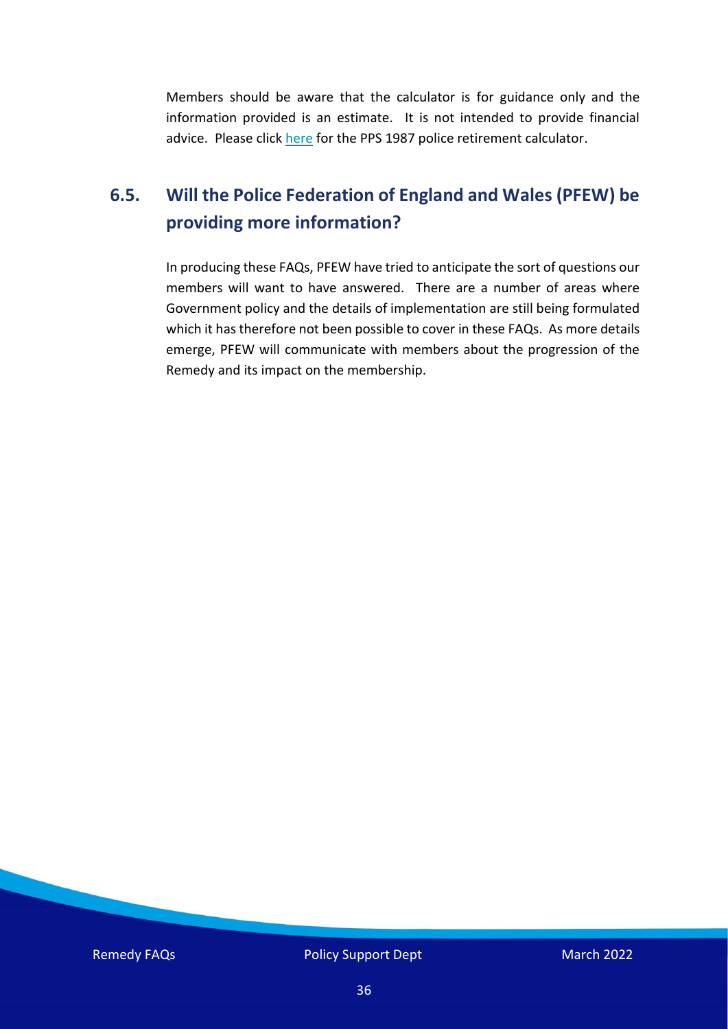Members should be aware that the calculator is for guidance only and the information provided is an estimate. It is not intended to provide financial advice. Please click here for the PPS 1987 police retirement calculator.

## 6.5. Will the Police Federation of England and Wales (PFEW) be providing more information?

In producing these FAQs, PFEW have tried to anticipate the sort of questions our members will want to have answered. There are a number of areas where Government policy and the details of implementation are still being formulated which it has therefore not been possible to cover in these FAQs. As more details emerge, PFEW will communicate with members about the progression of the Remedy and its impact on the membership.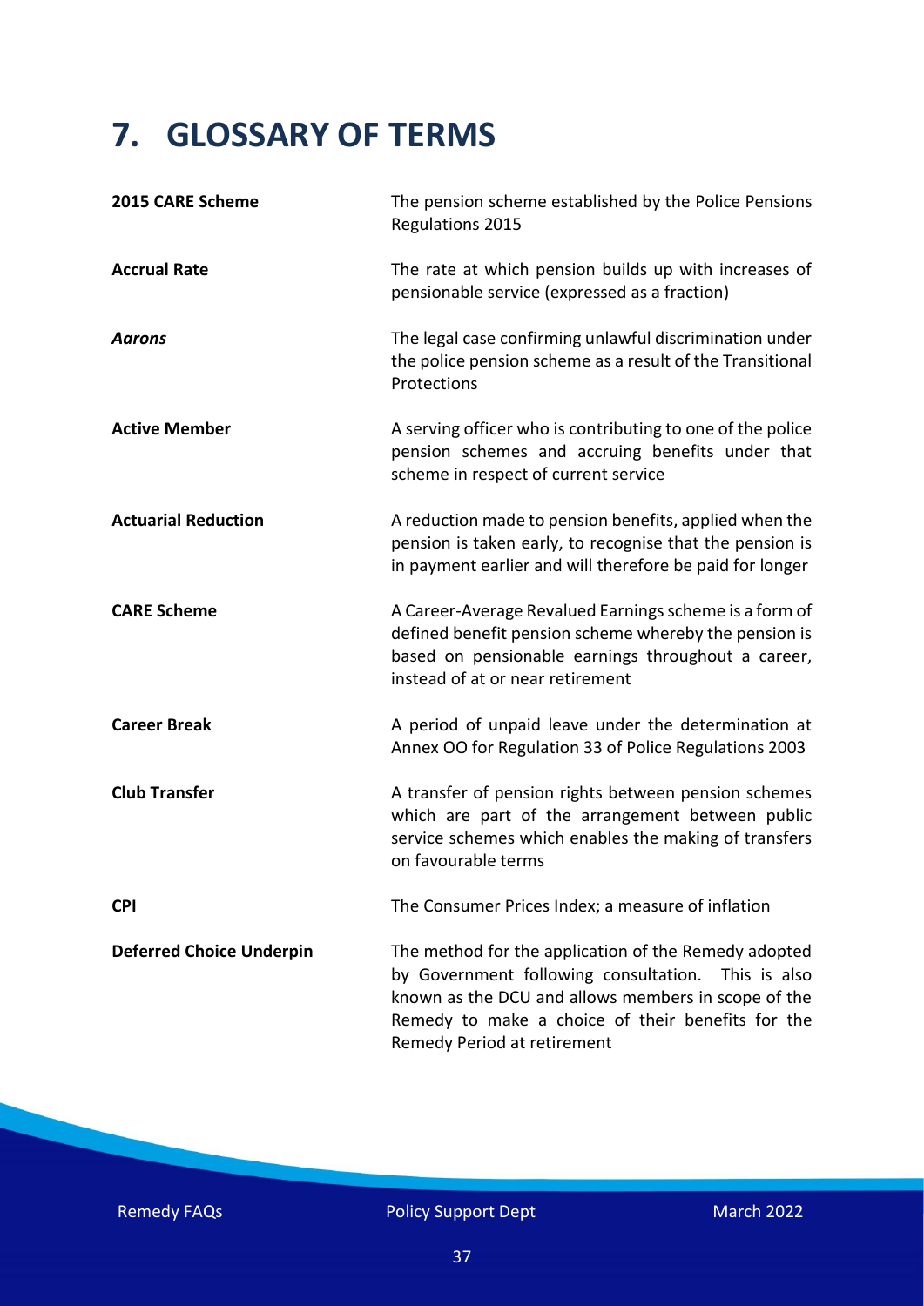# 7. GLOSSARY OF TERMS

| | |
|---|---|
| **2015 CARE Scheme** | The pension scheme established by the Police Pensions Regulations 2015 |
| **Accrual Rate** | The rate at which pension builds up with increases of pensionable service (expressed as a fraction) |
| ***Aarons*** | The legal case confirming unlawful discrimination under the police pension scheme as a result of the Transitional Protections |
| **Active Member** | A serving officer who is contributing to one of the police pension schemes and accruing benefits under that scheme in respect of current service |
| **Actuarial Reduction** | A reduction made to pension benefits, applied when the pension is taken early, to recognise that the pension is in payment earlier and will therefore be paid for longer |
| **CARE Scheme** | A Career-Average Revalued Earnings scheme is a form of defined benefit pension scheme whereby the pension is based on pensionable earnings throughout a career, instead of at or near retirement |
| **Career Break** | A period of unpaid leave under the determination at Annex OO for Regulation 33 of Police Regulations 2003 |
| **Club Transfer** | A transfer of pension rights between pension schemes which are part of the arrangement between public service schemes which enables the making of transfers on favourable terms |
| **CPI** | The Consumer Prices Index; a measure of inflation |
| **Deferred Choice Underpin** | The method for the application of the Remedy adopted by Government following consultation. This is also known as the DCU and allows members in scope of the Remedy to make a choice of their benefits for the Remedy Period at retirement |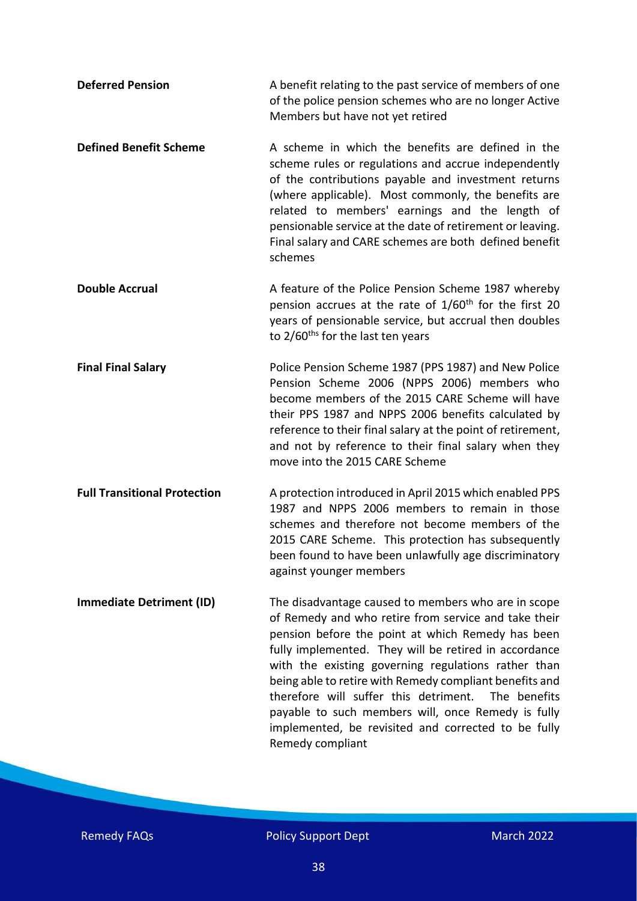**Deferred Pension**

A benefit relating to the past service of members of one of the police pension schemes who are no longer Active Members but have not yet retired

**Defined Benefit Scheme**

A scheme in which the benefits are defined in the scheme rules or regulations and accrue independently of the contributions payable and investment returns (where applicable). Most commonly, the benefits are related to members' earnings and the length of pensionable service at the date of retirement or leaving. Final salary and CARE schemes are both defined benefit schemes

**Double Accrual**

A feature of the Police Pension Scheme 1987 whereby pension accrues at the rate of 1/60th for the first 20 years of pensionable service, but accrual then doubles to 2/60ths for the last ten years

**Final Final Salary**

Police Pension Scheme 1987 (PPS 1987) and New Police Pension Scheme 2006 (NPPS 2006) members who become members of the 2015 CARE Scheme will have their PPS 1987 and NPPS 2006 benefits calculated by reference to their final salary at the point of retirement, and not by reference to their final salary when they move into the 2015 CARE Scheme

**Full Transitional Protection**

A protection introduced in April 2015 which enabled PPS 1987 and NPPS 2006 members to remain in those schemes and therefore not become members of the 2015 CARE Scheme. This protection has subsequently been found to have been unlawfully age discriminatory against younger members

**Immediate Detriment (ID)**

The disadvantage caused to members who are in scope of Remedy and who retire from service and take their pension before the point at which Remedy has been fully implemented. They will be retired in accordance with the existing governing regulations rather than being able to retire with Remedy compliant benefits and therefore will suffer this detriment. The benefits payable to such members will, once Remedy is fully implemented, be revisited and corrected to be fully Remedy compliant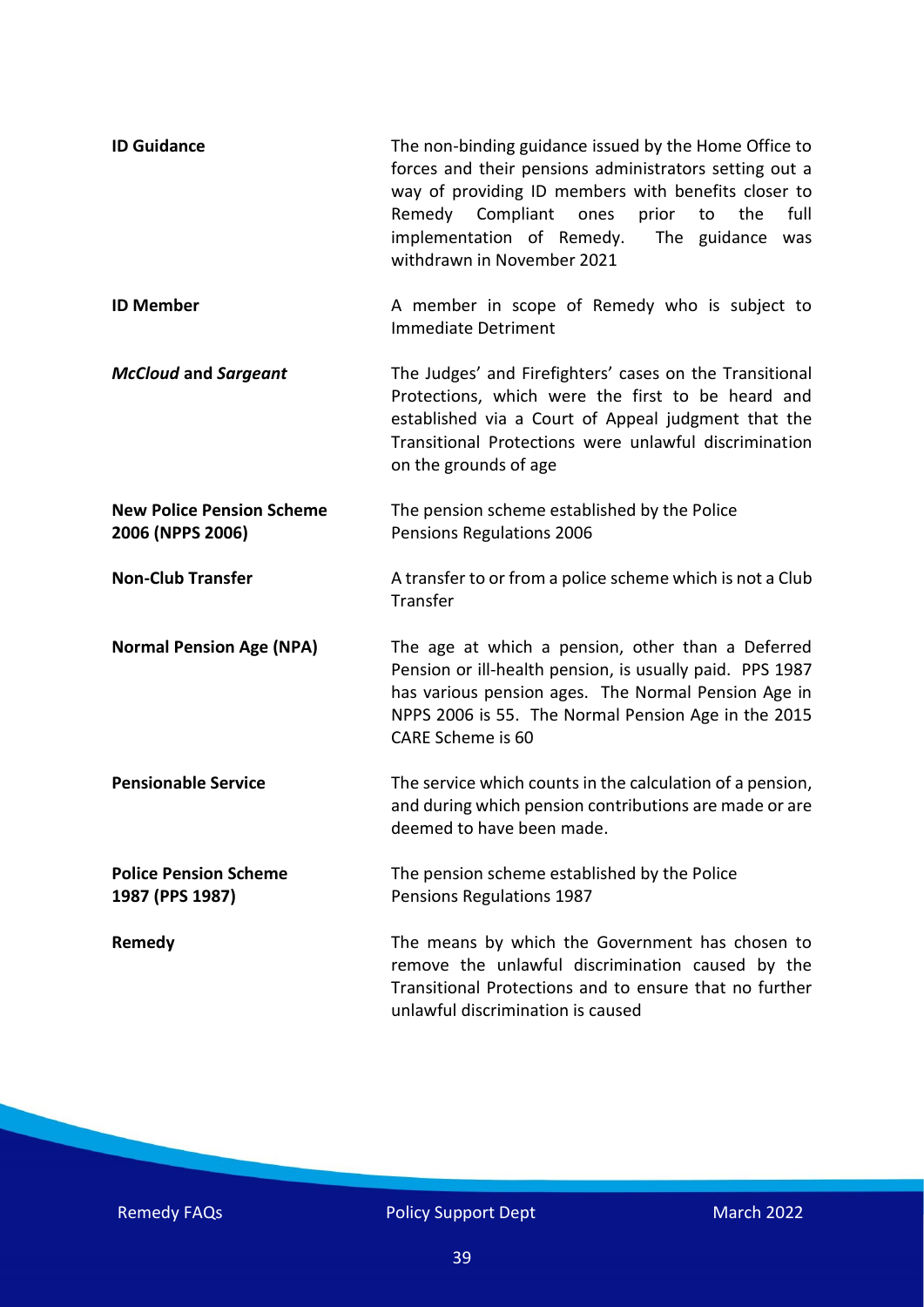| | |
|---|---|
| **ID Guidance** | The non-binding guidance issued by the Home Office to forces and their pensions administrators setting out a way of providing ID members with benefits closer to Remedy Compliant ones prior to the full implementation of Remedy. The guidance was withdrawn in November 2021 |
| **ID Member** | A member in scope of Remedy who is subject to Immediate Detriment |
| ***McCloud* and *Sargeant*** | The Judges' and Firefighters' cases on the Transitional Protections, which were the first to be heard and established via a Court of Appeal judgment that the Transitional Protections were unlawful discrimination on the grounds of age |
| **New Police Pension Scheme 2006 (NPPS 2006)** | The pension scheme established by the Police Pensions Regulations 2006 |
| **Non-Club Transfer** | A transfer to or from a police scheme which is not a Club Transfer |
| **Normal Pension Age (NPA)** | The age at which a pension, other than a Deferred Pension or ill-health pension, is usually paid. PPS 1987 has various pension ages. The Normal Pension Age in NPPS 2006 is 55. The Normal Pension Age in the 2015 CARE Scheme is 60 |
| **Pensionable Service** | The service which counts in the calculation of a pension, and during which pension contributions are made or are deemed to have been made. |
| **Police Pension Scheme 1987 (PPS 1987)** | The pension scheme established by the Police Pensions Regulations 1987 |
| **Remedy** | The means by which the Government has chosen to remove the unlawful discrimination caused by the Transitional Protections and to ensure that no further unlawful discrimination is caused |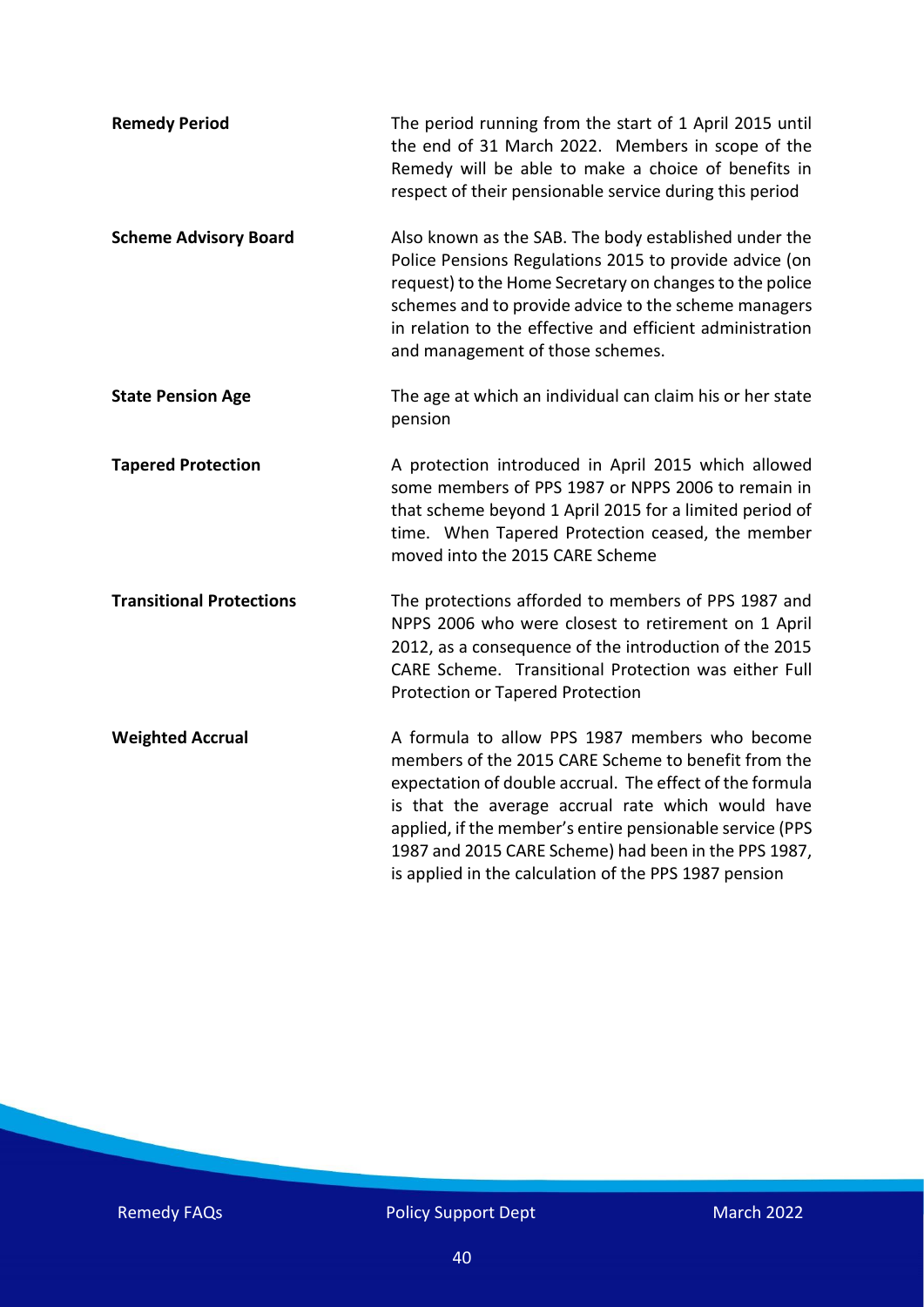| | |
|---|---|
| **Remedy Period** | The period running from the start of 1 April 2015 until the end of 31 March 2022. Members in scope of the Remedy will be able to make a choice of benefits in respect of their pensionable service during this period |
| **Scheme Advisory Board** | Also known as the SAB. The body established under the Police Pensions Regulations 2015 to provide advice (on request) to the Home Secretary on changes to the police schemes and to provide advice to the scheme managers in relation to the effective and efficient administration and management of those schemes. |
| **State Pension Age** | The age at which an individual can claim his or her state pension |
| **Tapered Protection** | A protection introduced in April 2015 which allowed some members of PPS 1987 or NPPS 2006 to remain in that scheme beyond 1 April 2015 for a limited period of time. When Tapered Protection ceased, the member moved into the 2015 CARE Scheme |
| **Transitional Protections** | The protections afforded to members of PPS 1987 and NPPS 2006 who were closest to retirement on 1 April 2012, as a consequence of the introduction of the 2015 CARE Scheme. Transitional Protection was either Full Protection or Tapered Protection |
| **Weighted Accrual** | A formula to allow PPS 1987 members who become members of the 2015 CARE Scheme to benefit from the expectation of double accrual. The effect of the formula is that the average accrual rate which would have applied, if the member's entire pensionable service (PPS 1987 and 2015 CARE Scheme) had been in the PPS 1987, is applied in the calculation of the PPS 1987 pension |